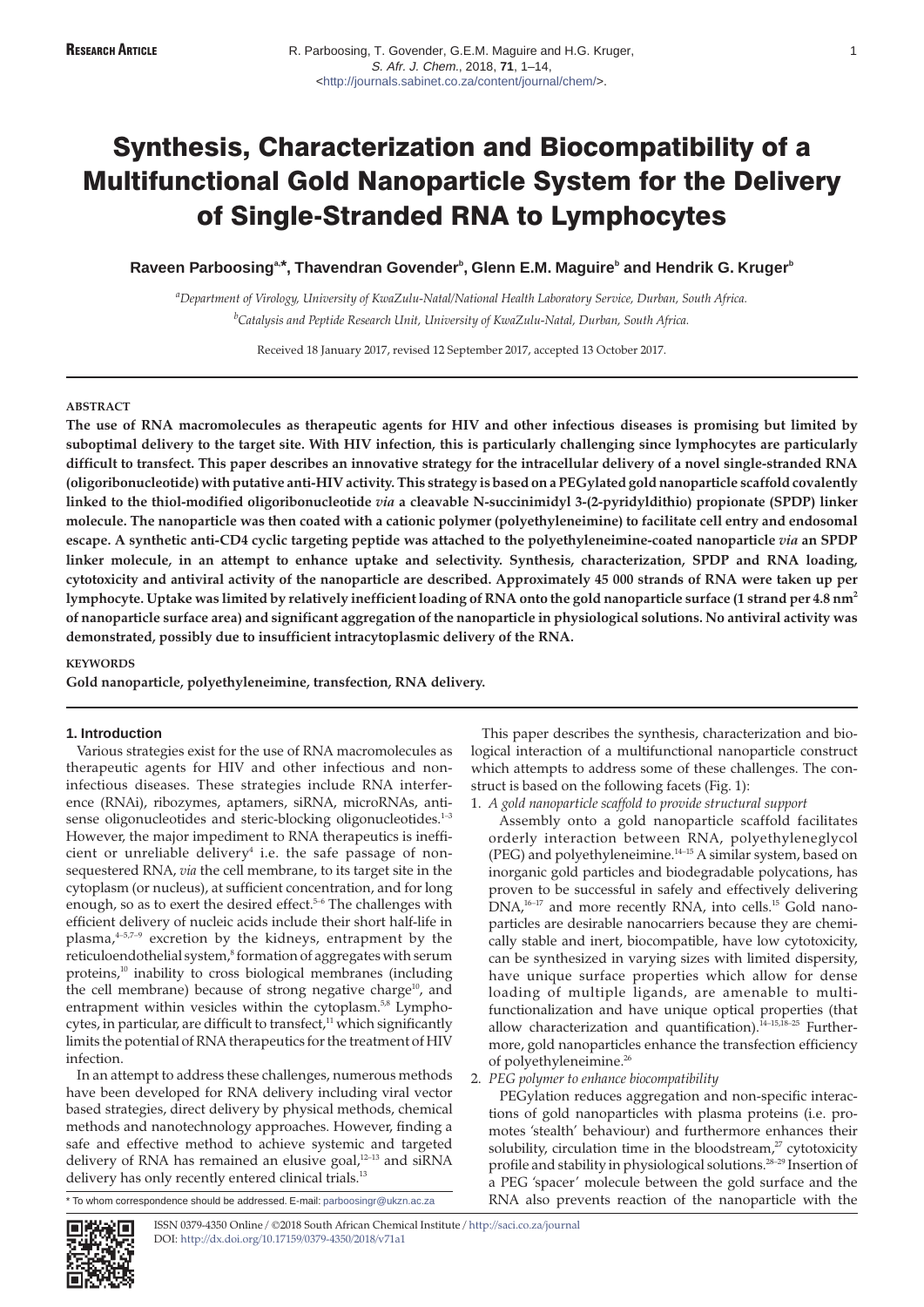# Synthesis, Characterization and Biocompatibility of a Multifunctional Gold Nanoparticle System for the Delivery of Single-Stranded RNA to Lymphocytes

**Raveen Parboosing[a,*], Thavendran Govender[b], Glenn E.M. Maguire[b] and Hendrik G. Kruger[b]**

[a] *Department of Virology, University of KwaZulu-Natal/National Health Laboratory Service, Durban, South Africa.*

[b] *Catalysis and Peptide Research Unit, University of KwaZulu-Natal, Durban, South Africa.*

Received 18 January 2017, revised 12 September 2017, accepted 13 October 2017.

## ABSTRACT

**The use of RNA macromolecules as therapeutic agents for HIV and other infectious diseases is promising but limited by suboptimal delivery to the target site. With HIV infection, this is particularly challenging since lymphocytes are particularly difficult to transfect. This paper describes an innovative strategy for the intracellular delivery of a novel single-stranded RNA (oligoribonucleotide) with putative anti-HIV activity. This strategy is based on a PEGylated gold nanoparticle scaffold covalently linked to the thiol-modified oligoribonucleotide *via* a cleavable N-succinimidyl 3-(2-pyridyldithio) propionate (SPDP) linker molecule. The nanoparticle was then coated with a cationic polymer (polyethyleneimine) to facilitate cell entry and endosomal escape. A synthetic anti-CD4 cyclic targeting peptide was attached to the polyethyleneimine-coated nanoparticle *via* an SPDP linker molecule, in an attempt to enhance uptake and selectivity. Synthesis, characterization, SPDP and RNA loading, cytotoxicity and antiviral activity of the nanoparticle are described. Approximately 45 000 strands of RNA were taken up per lymphocyte. Uptake was limited by relatively inefficient loading of RNA onto the gold nanoparticle surface (1 strand per 4.8 nm$^2$ of nanoparticle surface area) and significant aggregation of the nanoparticle in physiological solutions. No antiviral activity was demonstrated, possibly due to insufficient intracytoplasmic delivery of the RNA.**

## KEYWORDS

**Gold nanoparticle, polyethyleneimine, transfection, RNA delivery.**

## 1. Introduction

Various strategies exist for the use of RNA macromolecules as therapeutic agents for HIV and other infectious and non-infectious diseases. These strategies include RNA interference (RNAi), ribozymes, aptamers, siRNA, microRNAs, antisense oligonucleotides and steric-blocking oligonucleotides.[1–3] However, the major impediment to RNA therapeutics is inefficient or unreliable delivery[4] i.e. the safe passage of non-sequestered RNA, *via* the cell membrane, to its target site in the cytoplasm (or nucleus), at sufficient concentration, and for long enough, so as to exert the desired effect.[5–6] The challenges with efficient delivery of nucleic acids include their short half-life in plasma,[4–5,7–9] excretion by the kidneys, entrapment by the reticuloendothelial system,[8] formation of aggregates with serum proteins,[10] inability to cross biological membranes (including the cell membrane) because of strong negative charge[10], and entrapment within vesicles within the cytoplasm.[5,8] Lymphocytes, in particular, are difficult to transfect,[11] which significantly limits the potential of RNA therapeutics for the treatment of HIV infection.

In an attempt to address these challenges, numerous methods have been developed for RNA delivery including viral vector based strategies, direct delivery by physical methods, chemical methods and nanotechnology approaches. However, finding a safe and effective method to achieve systemic and targeted delivery of RNA has remained an elusive goal,[12–13] and siRNA delivery has only recently entered clinical trials.[13]

This paper describes the synthesis, characterization and biological interaction of a multifunctional nanoparticle construct which attempts to address some of these challenges. The construct is based on the following facets (Fig. 1):

1. *A gold nanoparticle scaffold to provide structural support*

   Assembly onto a gold nanoparticle scaffold facilitates orderly interaction between RNA, polyethyleneglycol (PEG) and polyethyleneimine.[14–15] A similar system, based on inorganic gold particles and biodegradable polycations, has proven to be successful in safely and effectively delivering DNA,[16–17] and more recently RNA, into cells.[15] Gold nanoparticles are desirable nanocarriers because they are chemically stable and inert, biocompatible, have low cytotoxicity, can be synthesized in varying sizes with limited dispersity, have unique surface properties which allow for dense loading of multiple ligands, are amenable to multifunctionalization and have unique optical properties (that allow characterization and quantification).[14–15,18–25] Furthermore, gold nanoparticles enhance the transfection efficiency of polyethyleneimine.[26]

2. *PEG polymer to enhance biocompatibility*

   PEGylation reduces aggregation and non-specific interactions of gold nanoparticles with plasma proteins (i.e. promotes 'stealth' behaviour) and furthermore enhances their solubility, circulation time in the bloodstream,[27] cytotoxicity profile and stability in physiological solutions.[28–29] Insertion of a PEG 'spacer' molecule between the gold surface and the RNA also prevents reaction of the nanoparticle with the

\* To whom correspondence should be addressed. E-mail: parboosingr@ukzn.ac.za

ISSN 0379-4350 Online / ©2018 South African Chemical Institute / http://saci.co.za/journal
DOI: http://dx.doi.org/10.17159/0379-4350/2018/v71a1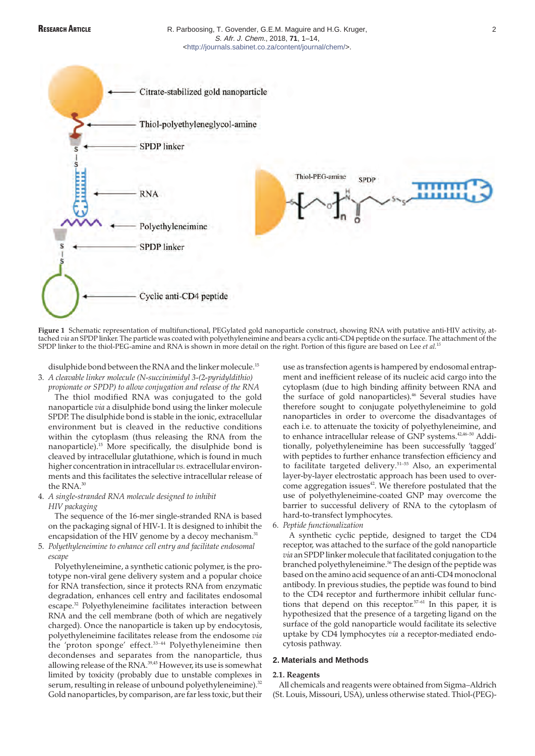**Figure 1** Schematic representation of multifunctional, PEGylated gold nanoparticle construct, showing RNA with putative anti-HIV activity, attached *via* an SPDP linker. The particle was coated with polyethyleneimine and bears a cyclic anti-CD4 peptide on the surface. The attachment of the SPDP linker to the thiol-PEG-amine and RNA is shown in more detail on the right. Portion of this figure are based on Lee *et al.*[15]

disulphide bond between the RNA and the linker molecule.[15]

3. *A cleavable linker molecule (N-succinimidyl 3-(2-pyridyldithio) propionate or SPDP) to allow conjugation and release of the RNA*

   The thiol modified RNA was conjugated to the gold nanoparticle *via* a disulphide bond using the linker molecule SPDP. The disulphide bond is stable in the ionic, extracellular environment but is cleaved in the reductive conditions within the cytoplasm (thus releasing the RNA from the nanoparticle).[15] More specifically, the disulphide bond is cleaved by intracellular glutathione, which is found in much higher concentration in intracellular *vs.* extracellular environments and this facilitates the selective intracellular release of the RNA.[30]

4. *A single-stranded RNA molecule designed to inhibit HIV packaging*

   The sequence of the 16-mer single-stranded RNA is based on the packaging signal of HIV-1. It is designed to inhibit the encapsidation of the HIV genome by a decoy mechanism.[31]

5. *Polyethyleneimine to enhance cell entry and facilitate endosomal escape*

   Polyethyleneimine, a synthetic cationic polymer, is the prototype non-viral gene delivery system and a popular choice for RNA transfection, since it protects RNA from enzymatic degradation, enhances cell entry and facilitates endosomal escape.[32] Polyethyleneimine facilitates interaction between RNA and the cell membrane (both of which are negatively charged). Once the nanoparticle is taken up by endocytosis, polyethyleneimine facilitates release from the endosome *via* the 'proton sponge' effect.[33–44] Polyethyleneimine then decondenses and separates from the nanoparticle, thus allowing release of the RNA.[39,45] However, its use is somewhat limited by toxicity (probably due to unstable complexes in serum, resulting in release of unbound polyethyleneimine).[32] Gold nanoparticles, by comparison, are far less toxic, but their use as transfection agents is hampered by endosomal entrapment and inefficient release of its nucleic acid cargo into the cytoplasm (due to high binding affinity between RNA and the surface of gold nanoparticles).[46] Several studies have therefore sought to conjugate polyethyleneimine to gold nanoparticles in order to overcome the disadvantages of each i.e. to attenuate the toxicity of polyethyleneimine, and to enhance intracellular release of GNP systems.[42,46–50] Additionally, polyethyleneimine has been successfully 'tagged' with peptides to further enhance transfection efficiency and to facilitate targeted delivery.[51–55] Also, an experimental layer-by-layer electrostatic approach has been used to overcome aggregation issues[42]. We therefore postulated that the use of polyethyleneimine-coated GNP may overcome the barrier to successful delivery of RNA to the cytoplasm of hard-to-transfect lymphocytes.

6. *Peptide functionalization*

   A synthetic cyclic peptide, designed to target the CD4 receptor, was attached to the surface of the gold nanoparticle *via* an SPDP linker molecule that facilitated conjugation to the branched polyethyleneimine.[56] The design of the peptide was based on the amino acid sequence of an anti-CD4 monoclonal antibody. In previous studies, the peptide was found to bind to the CD4 receptor and furthermore inhibit cellular functions that depend on this receptor.[57–61] In this paper, it is hypothesized that the presence of a targeting ligand on the surface of the gold nanoparticle would facilitate its selective uptake by CD4 lymphocytes *via* a receptor-mediated endocytosis pathway.

## 2. Materials and Methods

### 2.1. Reagents

All chemicals and reagents were obtained from Sigma–Aldrich (St. Louis, Missouri, USA), unless otherwise stated. Thiol-(PEG)-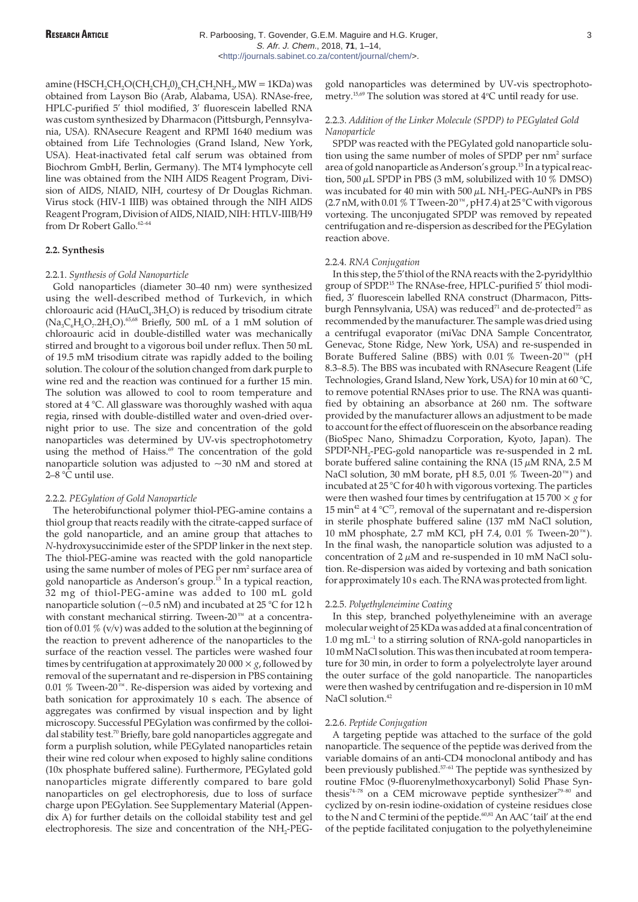amine ($HSCH_2CH_2O(CH_2CH_20)_nCH_2CH_2NH_2$, MW = 1KDa) was obtained from Layson Bio (Arab, Alabama, USA). RNAse-free, HPLC-purified 5′ thiol modified, 3′ fluorescein labelled RNA was custom synthesized by Dharmacon (Pittsburgh, Pennsylvania, USA). RNAsecure Reagent and RPMI 1640 medium was obtained from Life Technologies (Grand Island, New York, USA). Heat-inactivated fetal calf serum was obtained from Biochrom GmbH, Berlin, Germany). The MT4 lymphocyte cell line was obtained from the NIH AIDS Reagent Program, Division of AIDS, NIAID, NIH, courtesy of Dr Douglas Richman. Virus stock (HIV-1 IIIB) was obtained through the NIH AIDS Reagent Program, Division of AIDS, NIAID, NIH: HTLV-IIIB/H9 from Dr Robert Gallo.[62–64]

### 2.2. Synthesis

#### 2.2.1. *Synthesis of Gold Nanoparticle*

Gold nanoparticles (diameter 30–40 nm) were synthesized using the well-described method of Turkevich, in which chloroauric acid ($HAuCl_4.3H_2O$) is reduced by trisodium citrate ($Na_3C_6H_5O_7.2H_2O$).[65,68] Briefly, 500 mL of a 1 mM solution of chloroauric acid in double-distilled water was mechanically stirred and brought to a vigorous boil under reflux. Then 50 mL of 19.5 mM trisodium citrate was rapidly added to the boiling solution. The colour of the solution changed from dark purple to wine red and the reaction was continued for a further 15 min. The solution was allowed to cool to room temperature and stored at 4 °C. All glassware was thoroughly washed with aqua regia, rinsed with double-distilled water and oven-dried overnight prior to use. The size and concentration of the gold nanoparticles was determined by UV-vis spectrophotometry using the method of Haiss.[69] The concentration of the gold nanoparticle solution was adjusted to ~30 nM and stored at 2–8 °C until use.

#### 2.2.2. *PEGylation of Gold Nanoparticle*

The heterobifunctional polymer thiol-PEG-amine contains a thiol group that reacts readily with the citrate-capped surface of the gold nanoparticle, and an amine group that attaches to *N*-hydroxysuccinimide ester of the SPDP linker in the next step. The thiol-PEG-amine was reacted with the gold nanoparticle using the same number of moles of PEG per nm² surface area of gold nanoparticle as Anderson's group.[15] In a typical reaction, 32 mg of thiol-PEG-amine was added to 100 mL gold nanoparticle solution (~0.5 nM) and incubated at 25 °C for 12 h with constant mechanical stirring. Tween-20™ at a concentration of 0.01 % (v/v) was added to the solution at the beginning of the reaction to prevent adherence of the nanoparticles to the surface of the reaction vessel. The particles were washed four times by centrifugation at approximately 20 000 × *g*, followed by removal of the supernatant and re-dispersion in PBS containing 0.01 % Tween-20™. Re-dispersion was aided by vortexing and bath sonication for approximately 10 s each. The absence of aggregates was confirmed by visual inspection and by light microscopy. Successful PEGylation was confirmed by the colloidal stability test.[70] Briefly, bare gold nanoparticles aggregate and form a purplish solution, while PEGylated nanoparticles retain their wine red colour when exposed to highly saline conditions (10x phosphate buffered saline). Furthermore, PEGylated gold nanoparticles migrate differently compared to bare gold nanoparticles on gel electrophoresis, due to loss of surface charge upon PEGylation. See Supplementary Material (Appendix A) for further details on the colloidal stability test and gel electrophoresis. The size and concentration of the $NH_2$-PEG-gold nanoparticles was determined by UV-vis spectrophotometry.[15,69] The solution was stored at 4°C until ready for use.

#### 2.2.3. *Addition of the Linker Molecule (SPDP) to PEGylated Gold Nanoparticle*

SPDP was reacted with the PEGylated gold nanoparticle solution using the same number of moles of SPDP per nm² surface area of gold nanoparticle as Anderson's group.[15] In a typical reaction, 500 µL SPDP in PBS (3 mM, solubilized with 10 % DMSO) was incubated for 40 min with 500 µL $NH_2$-PEG-AuNPs in PBS (2.7 nM, with 0.01 % T Tween-20™, pH 7.4) at 25 °C with vigorous vortexing. The unconjugated SPDP was removed by repeated centrifugation and re-dispersion as described for the PEGylation reaction above.

#### 2.2.4. *RNA Conjugation*

In this step, the 5′thiol of the RNA reacts with the 2-pyridylthio group of SPDP.[15] The RNAse-free, HPLC-purified 5′ thiol modified, 3′ fluorescein labelled RNA construct (Dharmacon, Pittsburgh Pennsylvania, USA) was reduced[71] and de-protected[72] as recommended by the manufacturer. The sample was dried using a centrifugal evaporator (miVac DNA Sample Concentrator, Genevac, Stone Ridge, New York, USA) and re-suspended in Borate Buffered Saline (BBS) with 0.01 % Tween-20™ (pH 8.3–8.5). The BBS was incubated with RNAsecure Reagent (Life Technologies, Grand Island, New York, USA) for 10 min at 60 °C, to remove potential RNAses prior to use. The RNA was quantified by obtaining an absorbance at 260 nm. The software provided by the manufacturer allows an adjustment to be made to account for the effect of fluorescein on the absorbance reading (BioSpec Nano, Shimadzu Corporation, Kyoto, Japan). The SPDP-$NH_2$-PEG-gold nanoparticle was re-suspended in 2 mL borate buffered saline containing the RNA (15 µM RNA, 2.5 M NaCl solution, 30 mM borate, pH 8.5, 0.01 % Tween-20™) and incubated at 25 °C for 40 h with vigorous vortexing. The particles were then washed four times by centrifugation at 15 700 × *g* for 15 min[42] at 4 °C[73], removal of the supernatant and re-dispersion in sterile phosphate buffered saline (137 mM NaCl solution, 10 mM phosphate, 2.7 mM KCl, pH 7.4, 0.01 % Tween-20™). In the final wash, the nanoparticle solution was adjusted to a concentration of 2 µM and re-suspended in 10 mM NaCl solution. Re-dispersion was aided by vortexing and bath sonication for approximately 10 s each. The RNA was protected from light.

#### 2.2.5. *Polyethyleneimine Coating*

In this step, branched polyethyleneimine with an average molecular weight of 25 KDa was added at a final concentration of 1.0 mg $mL^{-1}$ to a stirring solution of RNA-gold nanoparticles in 10 mM NaCl solution. This was then incubated at room temperature for 30 min, in order to form a polyelectrolyte layer around the outer surface of the gold nanoparticle. The nanoparticles were then washed by centrifugation and re-dispersion in 10 mM NaCl solution.[42]

#### 2.2.6. *Peptide Conjugation*

A targeting peptide was attached to the surface of the gold nanoparticle. The sequence of the peptide was derived from the variable domains of an anti-CD4 monoclonal antibody and has been previously published.[57–61] The peptide was synthesized by routine FMoc (9-fluorenylmethoxycarbonyl) Solid Phase Synthesis[74–78] on a CEM microwave peptide synthesizer[79–80] and cyclized by on-resin iodine-oxidation of cysteine residues close to the N and C termini of the peptide.[60,81] An AAC 'tail' at the end of the peptide facilitated conjugation to the polyethyleneimine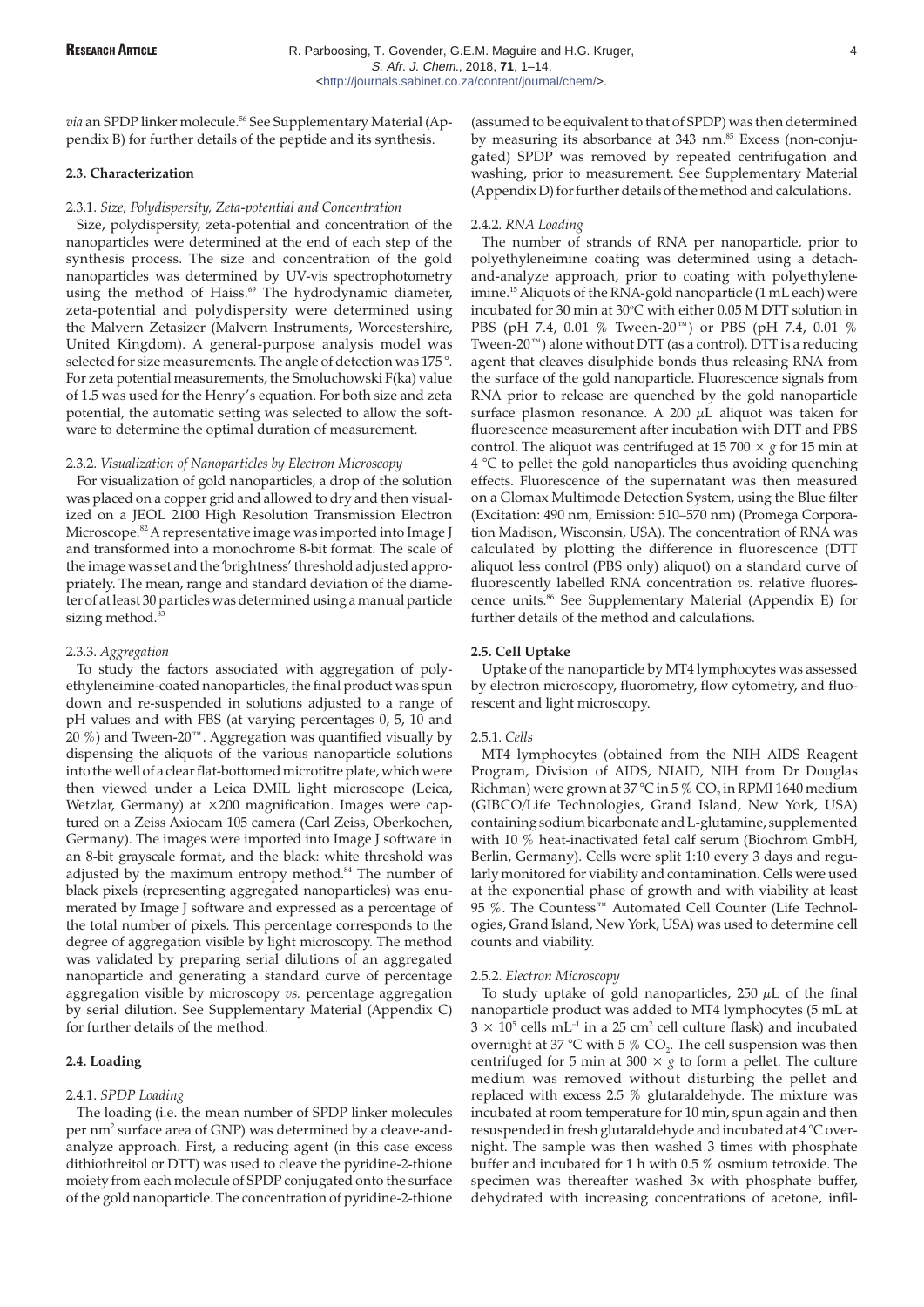*via* an SPDP linker molecule.[56] See Supplementary Material (Appendix B) for further details of the peptide and its synthesis.

### 2.3. Characterization

#### 2.3.1. *Size, Polydispersity, Zeta-potential and Concentration*

Size, polydispersity, zeta-potential and concentration of the nanoparticles were determined at the end of each step of the synthesis process. The size and concentration of the gold nanoparticles was determined by UV-vis spectrophotometry using the method of Haiss.[69] The hydrodynamic diameter, zeta-potential and polydispersity were determined using the Malvern Zetasizer (Malvern Instruments, Worcestershire, United Kingdom). A general-purpose analysis model was selected for size measurements. The angle of detection was 175 °. For zeta potential measurements, the Smoluchowski F(ka) value of 1.5 was used for the Henry's equation. For both size and zeta potential, the automatic setting was selected to allow the software to determine the optimal duration of measurement.

#### 2.3.2. *Visualization of Nanoparticles by Electron Microscopy*

For visualization of gold nanoparticles, a drop of the solution was placed on a copper grid and allowed to dry and then visualized on a JEOL 2100 High Resolution Transmission Electron Microscope.[82] A representative image was imported into Image J and transformed into a monochrome 8-bit format. The scale of the image was set and the 'brightness' threshold adjusted appropriately. The mean, range and standard deviation of the diameter of at least 30 particles was determined using a manual particle sizing method.[83]

#### 2.3.3. *Aggregation*

To study the factors associated with aggregation of polyethyleneimine-coated nanoparticles, the final product was spun down and re-suspended in solutions adjusted to a range of pH values and with FBS (at varying percentages 0, 5, 10 and 20 %) and Tween-20™. Aggregation was quantified visually by dispensing the aliquots of the various nanoparticle solutions into the well of a clear flat-bottomed microtitre plate, which were then viewed under a Leica DMIL light microscope (Leica, Wetzlar, Germany) at ×200 magnification. Images were captured on a Zeiss Axiocam 105 camera (Carl Zeiss, Oberkochen, Germany). The images were imported into Image J software in an 8-bit grayscale format, and the black: white threshold was adjusted by the maximum entropy method.[84] The number of black pixels (representing aggregated nanoparticles) was enumerated by Image J software and expressed as a percentage of the total number of pixels. This percentage corresponds to the degree of aggregation visible by light microscopy. The method was validated by preparing serial dilutions of an aggregated nanoparticle and generating a standard curve of percentage aggregation visible by microscopy *vs.* percentage aggregation by serial dilution. See Supplementary Material (Appendix C) for further details of the method.

### 2.4. Loading

#### 2.4.1. *SPDP Loading*

The loading (i.e. the mean number of SPDP linker molecules per nm$^2$ surface area of GNP) was determined by a cleave-and-analyze approach. First, a reducing agent (in this case excess dithiothreitol or DTT) was used to cleave the pyridine-2-thione moiety from each molecule of SPDP conjugated onto the surface of the gold nanoparticle. The concentration of pyridine-2-thione (assumed to be equivalent to that of SPDP) was then determined by measuring its absorbance at 343 nm.[85] Excess (non-conjugated) SPDP was removed by repeated centrifugation and washing, prior to measurement. See Supplementary Material (Appendix D) for further details of the method and calculations.

#### 2.4.2. *RNA Loading*

The number of strands of RNA per nanoparticle, prior to polyethyleneimine coating was determined using a detach-and-analyze approach, prior to coating with polyethyleneimine.[15] Aliquots of the RNA-gold nanoparticle (1 mL each) were incubated for 30 min at 30°C with either 0.05 M DTT solution in PBS (pH 7.4, 0.01 % Tween-20™) or PBS (pH 7.4, 0.01 % Tween-20™) alone without DTT (as a control). DTT is a reducing agent that cleaves disulphide bonds thus releasing RNA from the surface of the gold nanoparticle. Fluorescence signals from RNA prior to release are quenched by the gold nanoparticle surface plasmon resonance. A 200 µL aliquot was taken for fluorescence measurement after incubation with DTT and PBS control. The aliquot was centrifuged at 15 700 × *g* for 15 min at 4 °C to pellet the gold nanoparticles thus avoiding quenching effects. Fluorescence of the supernatant was then measured on a Glomax Multimode Detection System, using the Blue filter (Excitation: 490 nm, Emission: 510–570 nm) (Promega Corporation Madison, Wisconsin, USA). The concentration of RNA was calculated by plotting the difference in fluorescence (DTT aliquot less control (PBS only) aliquot) on a standard curve of fluorescently labelled RNA concentration *vs.* relative fluorescence units.[86] See Supplementary Material (Appendix E) for further details of the method and calculations.

### 2.5. Cell Uptake

Uptake of the nanoparticle by MT4 lymphocytes was assessed by electron microscopy, fluorometry, flow cytometry, and fluorescent and light microscopy.

#### 2.5.1. *Cells*

MT4 lymphocytes (obtained from the NIH AIDS Reagent Program, Division of AIDS, NIAID, NIH from Dr Douglas Richman) were grown at 37 °C in 5 % $CO_2$ in RPMI 1640 medium (GIBCO/Life Technologies, Grand Island, New York, USA) containing sodium bicarbonate and L-glutamine, supplemented with 10 % heat-inactivated fetal calf serum (Biochrom GmbH, Berlin, Germany). Cells were split 1:10 every 3 days and regularly monitored for viability and contamination. Cells were used at the exponential phase of growth and with viability at least 95 %. The Countess™ Automated Cell Counter (Life Technologies, Grand Island, New York, USA) was used to determine cell counts and viability.

#### 2.5.2. *Electron Microscopy*

To study uptake of gold nanoparticles, 250 µL of the final nanoparticle product was added to MT4 lymphocytes (5 mL at $3 \times 10^5$ cells mL$^{-1}$ in a 25 cm$^2$ cell culture flask) and incubated overnight at 37 °C with 5 % $CO_2$. The cell suspension was then centrifuged for 5 min at 300 × *g* to form a pellet. The culture medium was removed without disturbing the pellet and replaced with excess 2.5 % glutaraldehyde. The mixture was incubated at room temperature for 10 min, spun again and then resuspended in fresh glutaraldehyde and incubated at 4 °C overnight. The sample was then washed 3 times with phosphate buffer and incubated for 1 h with 0.5 % osmium tetroxide. The specimen was thereafter washed 3x with phosphate buffer, dehydrated with increasing concentrations of acetone, infil-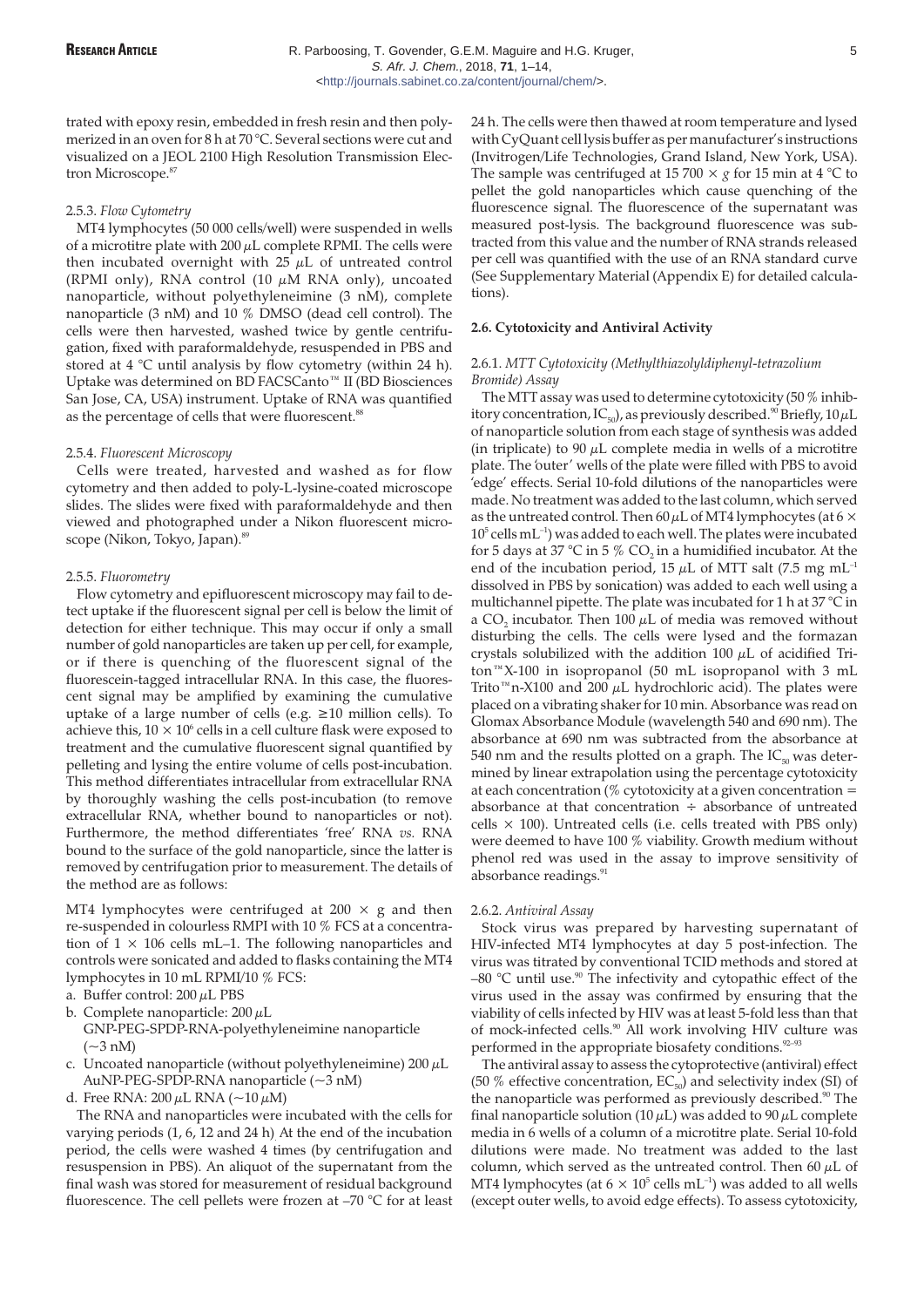trated with epoxy resin, embedded in fresh resin and then polymerized in an oven for 8 h at 70 °C. Several sections were cut and visualized on a JEOL 2100 High Resolution Transmission Electron Microscope.[87]

#### 2.5.3. *Flow Cytometry*

MT4 lymphocytes (50 000 cells/well) were suspended in wells of a microtitre plate with 200 µL complete RPMI. The cells were then incubated overnight with 25 µL of untreated control (RPMI only), RNA control (10 µM RNA only), uncoated nanoparticle, without polyethyleneimine (3 nM), complete nanoparticle (3 nM) and 10 % DMSO (dead cell control). The cells were then harvested, washed twice by gentle centrifugation, fixed with paraformaldehyde, resuspended in PBS and stored at 4 °C until analysis by flow cytometry (within 24 h). Uptake was determined on BD FACSCanto™ II (BD Biosciences San Jose, CA, USA) instrument. Uptake of RNA was quantified as the percentage of cells that were fluorescent.[88]

#### 2.5.4. *Fluorescent Microscopy*

Cells were treated, harvested and washed as for flow cytometry and then added to poly-L-lysine-coated microscope slides. The slides were fixed with paraformaldehyde and then viewed and photographed under a Nikon fluorescent microscope (Nikon, Tokyo, Japan).[89]

#### 2.5.5. *Fluorometry*

Flow cytometry and epifluorescent microscopy may fail to detect uptake if the fluorescent signal per cell is below the limit of detection for either technique. This may occur if only a small number of gold nanoparticles are taken up per cell, for example, or if there is quenching of the fluorescent signal of the fluorescein-tagged intracellular RNA. In this case, the fluorescent signal may be amplified by examining the cumulative uptake of a large number of cells (e.g. ≥10 million cells). To achieve this, $10 \times 10^6$ cells in a cell culture flask were exposed to treatment and the cumulative fluorescent signal quantified by pelleting and lysing the entire volume of cells post-incubation. This method differentiates intracellular from extracellular RNA by thoroughly washing the cells post-incubation (to remove extracellular RNA, whether bound to nanoparticles or not). Furthermore, the method differentiates 'free' RNA *vs.* RNA bound to the surface of the gold nanoparticle, since the latter is removed by centrifugation prior to measurement. The details of the method are as follows:

MT4 lymphocytes were centrifuged at 200 × g and then re-suspended in colourless RMPI with 10 % FCS at a concentration of 1 × 106 cells mL–1. The following nanoparticles and controls were sonicated and added to flasks containing the MT4 lymphocytes in 10 mL RPMI/10 % FCS:

a. Buffer control: 200 µL PBS
b. Complete nanoparticle: 200 µL GNP-PEG-SPDP-RNA-polyethyleneimine nanoparticle (~3 nM)
c. Uncoated nanoparticle (without polyethyleneimine) 200 µL AuNP-PEG-SPDP-RNA nanoparticle (~3 nM)
d. Free RNA: 200 µL RNA (~10 µM)

The RNA and nanoparticles were incubated with the cells for varying periods (1, 6, 12 and 24 h). At the end of the incubation period, the cells were washed 4 times (by centrifugation and resuspension in PBS). An aliquot of the supernatant from the final wash was stored for measurement of residual background fluorescence. The cell pellets were frozen at –70 °C for at least 24 h. The cells were then thawed at room temperature and lysed with CyQuant cell lysis buffer as per manufacturer's instructions (Invitrogen/Life Technologies, Grand Island, New York, USA). The sample was centrifuged at 15 700 × *g* for 15 min at 4 °C to pellet the gold nanoparticles which cause quenching of the fluorescence signal. The fluorescence of the supernatant was measured post-lysis. The background fluorescence was subtracted from this value and the number of RNA strands released per cell was quantified with the use of an RNA standard curve (See Supplementary Material (Appendix E) for detailed calculations).

### 2.6. Cytotoxicity and Antiviral Activity

#### 2.6.1. *MTT Cytotoxicity (Methylthiazolyldiphenyl-tetrazolium Bromide) Assay*

The MTT assay was used to determine cytotoxicity (50 % inhibitory concentration, $IC_{50}$), as previously described.[90] Briefly, 10 µL of nanoparticle solution from each stage of synthesis was added (in triplicate) to 90 µL complete media in wells of a microtitre plate. The 'outer' wells of the plate were filled with PBS to avoid 'edge' effects. Serial 10-fold dilutions of the nanoparticles were made. No treatment was added to the last column, which served as the untreated control. Then 60 µL of MT4 lymphocytes (at $6 \times 10^5$ cells $mL^{-1}$) was added to each well. The plates were incubated for 5 days at 37 °C in 5 % $CO_2$ in a humidified incubator. At the end of the incubation period, 15 µL of MTT salt (7.5 mg $mL^{-1}$ dissolved in PBS by sonication) was added to each well using a multichannel pipette. The plate was incubated for 1 h at 37 °C in a $CO_2$ incubator. Then 100 µL of media was removed without disturbing the cells. The cells were lysed and the formazan crystals solubilized with the addition 100 µL of acidified Triton™X-100 in isopropanol (50 mL isopropanol with 3 mL Trito™n-X100 and 200 µL hydrochloric acid). The plates were placed on a vibrating shaker for 10 min. Absorbance was read on Glomax Absorbance Module (wavelength 540 and 690 nm). The absorbance at 690 nm was subtracted from the absorbance at 540 nm and the results plotted on a graph. The $IC_{50}$ was determined by linear extrapolation using the percentage cytotoxicity at each concentration (% cytotoxicity at a given concentration = absorbance at that concentration ÷ absorbance of untreated cells × 100). Untreated cells (i.e. cells treated with PBS only) were deemed to have 100 % viability. Growth medium without phenol red was used in the assay to improve sensitivity of absorbance readings.[91]

#### 2.6.2. *Antiviral Assay*

Stock virus was prepared by harvesting supernatant of HIV-infected MT4 lymphocytes at day 5 post-infection. The virus was titrated by conventional TCID methods and stored at –80 °C until use.[90] The infectivity and cytopathic effect of the virus used in the assay was confirmed by ensuring that the viability of cells infected by HIV was at least 5-fold less than that of mock-infected cells.[90] All work involving HIV culture was performed in the appropriate biosafety conditions.[92–93]

The antiviral assay to assess the cytoprotective (antiviral) effect (50 % effective concentration, $EC_{50}$) and selectivity index (SI) of the nanoparticle was performed as previously described.[90] The final nanoparticle solution (10 µL) was added to 90 µL complete media in 6 wells of a column of a microtitre plate. Serial 10-fold dilutions were made. No treatment was added to the last column, which served as the untreated control. Then 60 µL of MT4 lymphocytes (at $6 \times 10^5$ cells $mL^{-1}$) was added to all wells (except outer wells, to avoid edge effects). To assess cytotoxicity,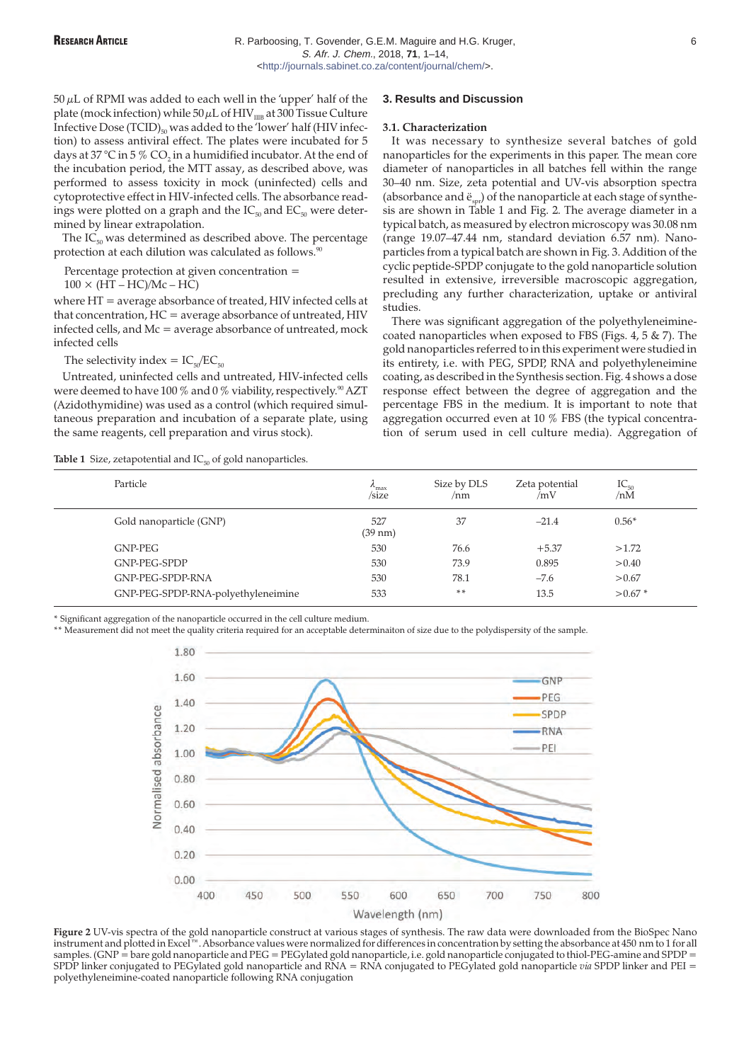50 µL of RPMI was added to each well in the 'upper' half of the plate (mock infection) while 50 µL of $HIV_{IIIB}$ at 300 Tissue Culture Infective Dose $(TCID)_{50}$ was added to the 'lower' half (HIV infection) to assess antiviral effect. The plates were incubated for 5 days at 37 °C in 5 % $CO_2$ in a humidified incubator. At the end of the incubation period, the MTT assay, as described above, was performed to assess toxicity in mock (uninfected) cells and cytoprotective effect in HIV-infected cells. The absorbance readings were plotted on a graph and the $IC_{50}$ and $EC_{50}$ were determined by linear extrapolation.

The $IC_{50}$ was determined as described above. The percentage protection at each dilution was calculated as follows.[90]

Percentage protection at given concentration = 100 × (HT – HC)/Mc – HC)

where HT = average absorbance of treated, HIV infected cells at that concentration, HC = average absorbance of untreated, HIV infected cells, and Mc = average absorbance of untreated, mock infected cells

The selectivity index = $IC_{50}/EC_{50}$

Untreated, uninfected cells and untreated, HIV-infected cells were deemed to have 100 % and 0 % viability, respectively.[90] AZT (Azidothymidine) was used as a control (which required simultaneous preparation and incubation of a separate plate, using the same reagents, cell preparation and virus stock).

## 3. Results and Discussion

### 3.1. Characterization

It was necessary to synthesize several batches of gold nanoparticles for the experiments in this paper. The mean core diameter of nanoparticles in all batches fell within the range 30–40 nm. Size, zeta potential and UV-vis absorption spectra (absorbance and $\lambda_{spr}$) of the nanoparticle at each stage of synthesis are shown in Table 1 and Fig. 2. The average diameter in a typical batch, as measured by electron microscopy was 30.08 nm (range 19.07–47.44 nm, standard deviation 6.57 nm). Nanoparticles from a typical batch are shown in Fig. 3. Addition of the cyclic peptide-SPDP conjugate to the gold nanoparticle solution resulted in extensive, irreversible macroscopic aggregation, precluding any further characterization, uptake or antiviral studies.

There was significant aggregation of the polyethyleneimine-coated nanoparticles when exposed to FBS (Figs. 4, 5 & 7). The gold nanoparticles referred to in this experiment were studied in its entirety, i.e. with PEG, SPDP, RNA and polyethyleneimine coating, as described in the Synthesis section. Fig. 4 shows a dose response effect between the degree of aggregation and the percentage FBS in the medium. It is important to note that aggregation occurred even at 10 % FBS (the typical concentration of serum used in cell culture media). Aggregation of

**Table 1** Size, zetapotential and $IC_{50}$ of gold nanoparticles.

| Particle | $\lambda_{max}$ /size | Size by DLS /nm | Zeta potential /mV | $IC_{50}$ /nM |
|---|---|---|---|---|
| Gold nanoparticle (GNP) | 527 (39 nm) | 37 | –21.4 | 0.56* |
| GNP-PEG | 530 | 76.6 | +5.37 | >1.72 |
| GNP-PEG-SPDP | 530 | 73.9 | 0.895 | >0.40 |
| GNP-PEG-SPDP-RNA | 530 | 78.1 | –7.6 | >0.67 |
| GNP-PEG-SPDP-RNA-polyethyleneimine | 533 | ** | 13.5 | >0.67 * |

\* Significant aggregation of the nanoparticle occurred in the cell culture medium.
\*\* Measurement did not meet the quality criteria required for an acceptable determinaiton of size due to the polydispersity of the sample.

**Figure 2** UV-vis spectra of the gold nanoparticle construct at various stages of synthesis. The raw data were downloaded from the BioSpec Nano instrument and plotted in Excel™. Absorbance values were normalized for differences in concentration by setting the absorbance at 450 nm to 1 for all samples. (GNP = bare gold nanoparticle and PEG = PEGylated gold nanoparticle, i.e. gold nanoparticle conjugated to thiol-PEG-amine and SPDP = SPDP linker conjugated to PEGylated gold nanoparticle and RNA = RNA conjugated to PEGylated gold nanoparticle *via* SPDP linker and PEI = polyethyleneimine-coated nanoparticle following RNA conjugation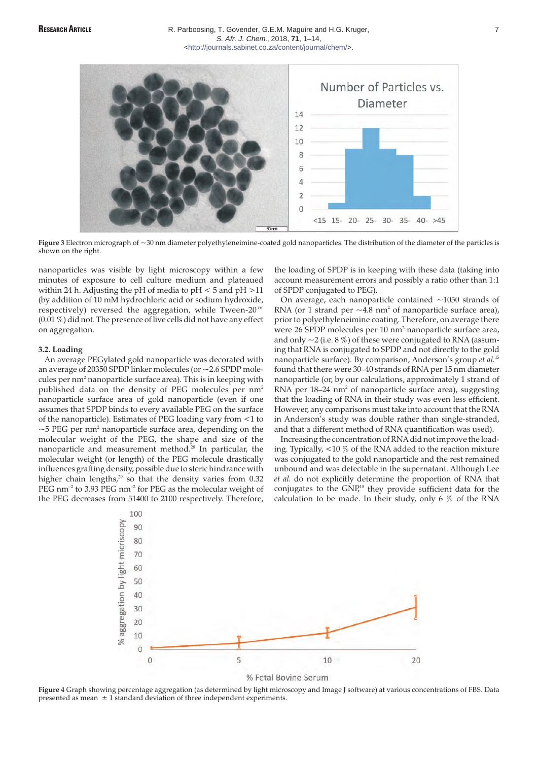**Figure 3** Electron micrograph of ~30 nm diameter polyethyleneimine-coated gold nanoparticles. The distribution of the diameter of the particles is shown on the right.

nanoparticles was visible by light microscopy within a few minutes of exposure to cell culture medium and plateaued within 24 h. Adjusting the pH of media to pH < 5 and pH >11 (by addition of 10 mM hydrochloric acid or sodium hydroxide, respectively) reversed the aggregation, while Tween-20™ (0.01 %) did not. The presence of live cells did not have any effect on aggregation.

### 3.2. Loading

An average PEGylated gold nanoparticle was decorated with an average of 20350 SPDP linker molecules (or ~2.6 SPDP molecules per $nm^2$ nanoparticle surface area). This is in keeping with published data on the density of PEG molecules per $nm^2$ nanoparticle surface area of gold nanoparticle (even if one assumes that SPDP binds to every available PEG on the surface of the nanoparticle). Estimates of PEG loading vary from <1 to ~5 PEG per $nm^2$ nanoparticle surface area, depending on the molecular weight of the PEG, the shape and size of the nanoparticle and measurement method.[28] In particular, the molecular weight (or length) of the PEG molecule drastically influences grafting density, possible due to steric hindrance with higher chain lengths,[29] so that the density varies from 0.32 PEG $nm^{-2}$ to 3.93 PEG $nm^{-2}$ for PEG as the molecular weight of the PEG decreases from 51400 to 2100 respectively. Therefore, the loading of SPDP is in keeping with these data (taking into account measurement errors and possibly a ratio other than 1:1 of SPDP conjugated to PEG).

On average, each nanoparticle contained ~1050 strands of RNA (or 1 strand per ~4.8 $nm^2$ of nanoparticle surface area), prior to polyethyleneimine coating. Therefore, on average there were 26 SPDP molecules per 10 $nm^2$ nanoparticle surface area, and only ~2 (i.e. 8 %) of these were conjugated to RNA (assuming that RNA is conjugated to SPDP and not directly to the gold nanoparticle surface). By comparison, Anderson's group *et al.*[15] found that there were 30–40 strands of RNA per 15 nm diameter nanoparticle (or, by our calculations, approximately 1 strand of RNA per 18–24 $nm^2$ of nanoparticle surface area), suggesting that the loading of RNA in their study was even less efficient. However, any comparisons must take into account that the RNA in Anderson's study was double rather than single-stranded, and that a different method of RNA quantification was used).

Increasing the concentration of RNA did not improve the loading. Typically, <10 % of the RNA added to the reaction mixture was conjugated to the gold nanoparticle and the rest remained unbound and was detectable in the supernatant. Although Lee *et al.* do not explicitly determine the proportion of RNA that conjugates to the GNP,[15] they provide sufficient data for the calculation to be made. In their study, only 6 % of the RNA

**Figure 4** Graph showing percentage aggregation (as determined by light microscopy and Image J software) at various concentrations of FBS. Data presented as mean ± 1 standard deviation of three independent experiments.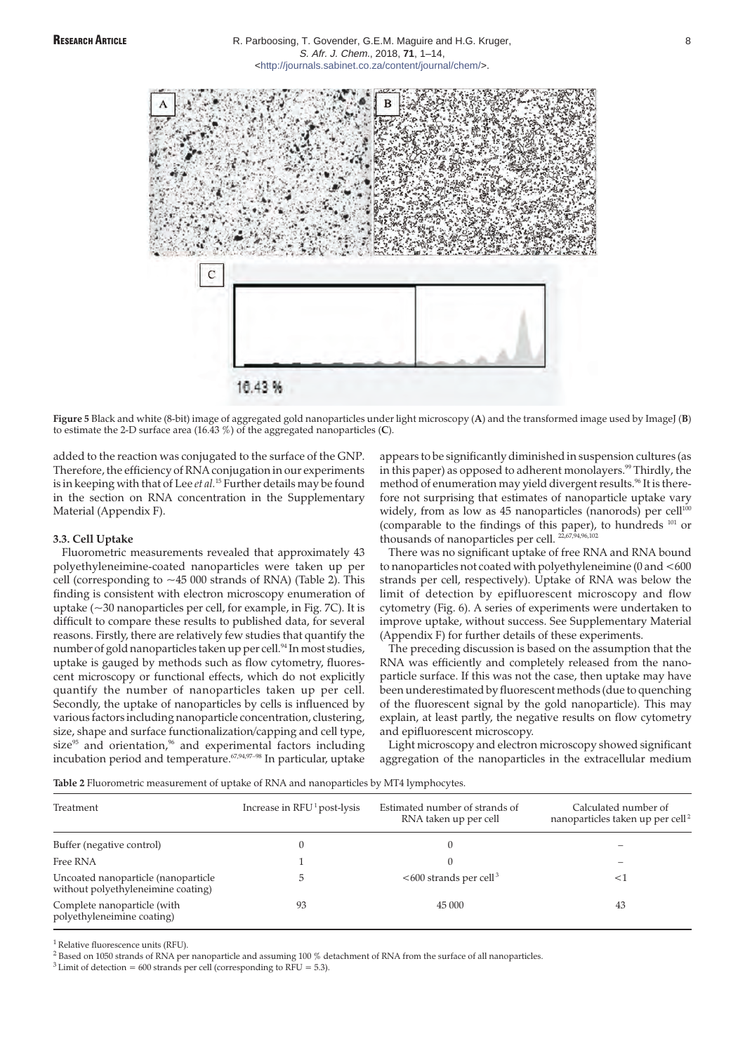**Figure 5** Black and white (8-bit) image of aggregated gold nanoparticles under light microscopy (**A**) and the transformed image used by ImageJ (**B**) to estimate the 2-D surface area (16.43 %) of the aggregated nanoparticles (**C**).

added to the reaction was conjugated to the surface of the GNP. Therefore, the efficiency of RNA conjugation in our experiments is in keeping with that of Lee *et al.*[15] Further details may be found in the section on RNA concentration in the Supplementary Material (Appendix F).

### 3.3. Cell Uptake

Fluorometric measurements revealed that approximately 43 polyethyleneimine-coated nanoparticles were taken up per cell (corresponding to ~45 000 strands of RNA) (Table 2). This finding is consistent with electron microscopy enumeration of uptake (~30 nanoparticles per cell, for example, in Fig. 7C). It is difficult to compare these results to published data, for several reasons. Firstly, there are relatively few studies that quantify the number of gold nanoparticles taken up per cell.[94] In most studies, uptake is gauged by methods such as flow cytometry, fluorescent microscopy or functional effects, which do not explicitly quantify the number of nanoparticles taken up per cell. Secondly, the uptake of nanoparticles by cells is influenced by various factors including nanoparticle concentration, clustering, size, shape and surface functionalization/capping and cell type, size[95] and orientation,[96] and experimental factors including incubation period and temperature.[67,94,97–98] In particular, uptake appears to be significantly diminished in suspension cultures (as in this paper) as opposed to adherent monolayers.[99] Thirdly, the method of enumeration may yield divergent results.[96] It is therefore not surprising that estimates of nanoparticle uptake vary widely, from as low as 45 nanoparticles (nanorods) per cell[100] (comparable to the findings of this paper), to hundreds [101] or thousands of nanoparticles per cell. [22,67,94,96,102]

There was no significant uptake of free RNA and RNA bound to nanoparticles not coated with polyethyleneimine (0 and <600 strands per cell, respectively). Uptake of RNA was below the limit of detection by epifluorescent microscopy and flow cytometry (Fig. 6). A series of experiments were undertaken to improve uptake, without success. See Supplementary Material (Appendix F) for further details of these experiments.

The preceding discussion is based on the assumption that the RNA was efficiently and completely released from the nanoparticle surface. If this was not the case, then uptake may have been underestimated by fluorescent methods (due to quenching of the fluorescent signal by the gold nanoparticle). This may explain, at least partly, the negative results on flow cytometry and epifluorescent microscopy.

Light microscopy and electron microscopy showed significant aggregation of the nanoparticles in the extracellular medium

**Table 2** Fluorometric measurement of uptake of RNA and nanoparticles by MT4 lymphocytes.

| Treatment | Increase in RFU[1] post-lysis | Estimated number of strands of RNA taken up per cell | Calculated number of nanoparticles taken up per cell[2] |
|---|---|---|---|
| Buffer (negative control) | 0 | 0 | – |
| Free RNA | 1 | 0 | – |
| Uncoated nanoparticle (nanoparticle without polyethyleneimine coating) | 5 | <600 strands per cell[3] | <1 |
| Complete nanoparticle (with polyethyleneimine coating) | 93 | 45 000 | 43 |

[1] Relative fluorescence units (RFU).
[2] Based on 1050 strands of RNA per nanoparticle and assuming 100 % detachment of RNA from the surface of all nanoparticles.
[3] Limit of detection = 600 strands per cell (corresponding to RFU = 5.3).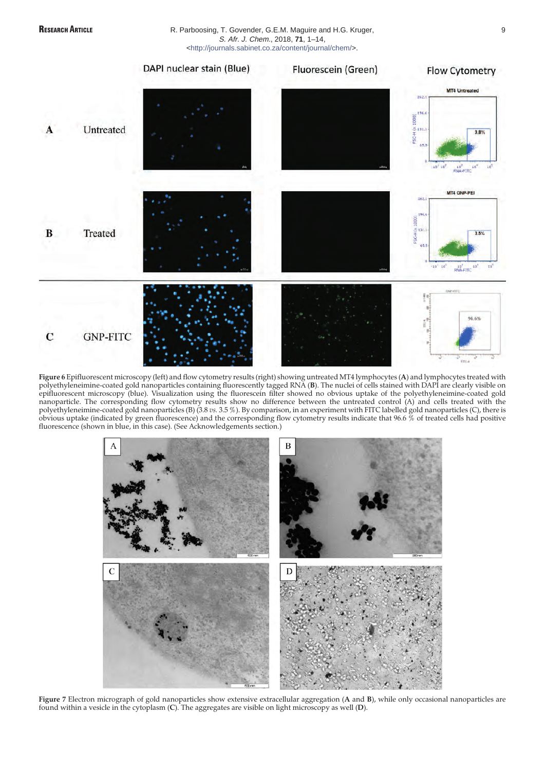**Figure 6** Epifluorescent microscopy (left) and flow cytometry results (right) showing untreated MT4 lymphocytes (**A**) and lymphocytes treated with polyethyleneimine-coated gold nanoparticles containing fluorescently tagged RNA (**B**). The nuclei of cells stained with DAPI are clearly visible on epifluorescent microscopy (blue). Visualization using the fluorescein filter showed no obvious uptake of the polyethyleneimine-coated gold nanoparticle. The corresponding flow cytometry results show no difference between the untreated control (A) and cells treated with the polyethyleneimine-coated gold nanoparticles (B) (3.8 *vs.* 3.5 %). By comparison, in an experiment with FITC labelled gold nanoparticles (C), there is obvious uptake (indicated by green fluorescence) and the corresponding flow cytometry results indicate that 96.6 % of treated cells had positive fluorescence (shown in blue, in this case). (See Acknowledgements section.)

**Figure 7** Electron micrograph of gold nanoparticles show extensive extracellular aggregation (**A** and **B**), while only occasional nanoparticles are found within a vesicle in the cytoplasm (**C**). The aggregates are visible on light microscopy as well (**D**).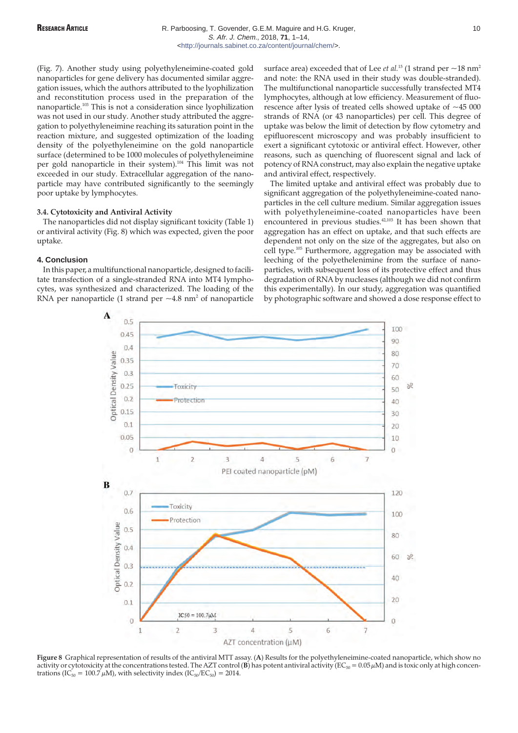(Fig. 7). Another study using polyethyleneimine-coated gold nanoparticles for gene delivery has documented similar aggregation issues, which the authors attributed to the lyophilization and reconstitution process used in the preparation of the nanoparticle.[103] This is not a consideration since lyophilization was not used in our study. Another study attributed the aggregation to polyethyleneimine reaching its saturation point in the reaction mixture, and suggested optimization of the loading density of the polyethyleneimine on the gold nanoparticle surface (determined to be 1000 molecules of polyethyleneimine per gold nanoparticle in their system).[104] This limit was not exceeded in our study. Extracellular aggregation of the nanoparticle may have contributed significantly to the seemingly poor uptake by lymphocytes.

### 3.4. Cytotoxicity and Antiviral Activity

The nanoparticles did not display significant toxicity (Table 1) or antiviral activity (Fig. 8) which was expected, given the poor uptake.

## 4. Conclusion

In this paper, a multifunctional nanoparticle, designed to facilitate transfection of a single-stranded RNA into MT4 lymphocytes, was synthesized and characterized. The loading of the RNA per nanoparticle (1 strand per ~4.8 $nm^2$ of nanoparticle surface area) exceeded that of Lee *et al.*[15] (1 strand per ~18 $nm^2$ and note: the RNA used in their study was double-stranded). The multifunctional nanoparticle successfully transfected MT4 lymphocytes, although at low efficiency. Measurement of fluorescence after lysis of treated cells showed uptake of ~45 000 strands of RNA (or 43 nanoparticles) per cell. This degree of uptake was below the limit of detection by flow cytometry and epifluorescent microscopy and was probably insufficient to exert a significant cytotoxic or antiviral effect. However, other reasons, such as quenching of fluorescent signal and lack of potency of RNA construct, may also explain the negative uptake and antiviral effect, respectively.

The limited uptake and antiviral effect was probably due to significant aggregation of the polyethyleneimine-coated nanoparticles in the cell culture medium. Similar aggregation issues with polyethyleneimine-coated nanoparticles have been encountered in previous studies.[42,103] It has been shown that aggregation has an effect on uptake, and that such effects are dependent not only on the size of the aggregates, but also on cell type.[105] Furthermore, aggregation may be associated with leeching of the polyethelenimine from the surface of nanoparticles, with subsequent loss of its protective effect and thus degradation of RNA by nucleases (although we did not confirm this experimentally). In our study, aggregation was quantified by photographic software and showed a dose response effect to

**Figure 8** Graphical representation of results of the antiviral MTT assay. (**A**) Results for the polyethyleneimine-coated nanoparticle, which show no activity or cytotoxicity at the concentrations tested. The AZT control (**B**) has potent antiviral activity ($EC_{50}$ = 0.05 $\mu$M) and is toxic only at high concentrations ($IC_{50}$ = 100.7 $\mu$M), with selectivity index ($IC_{50}/EC_{50}$) = 2014.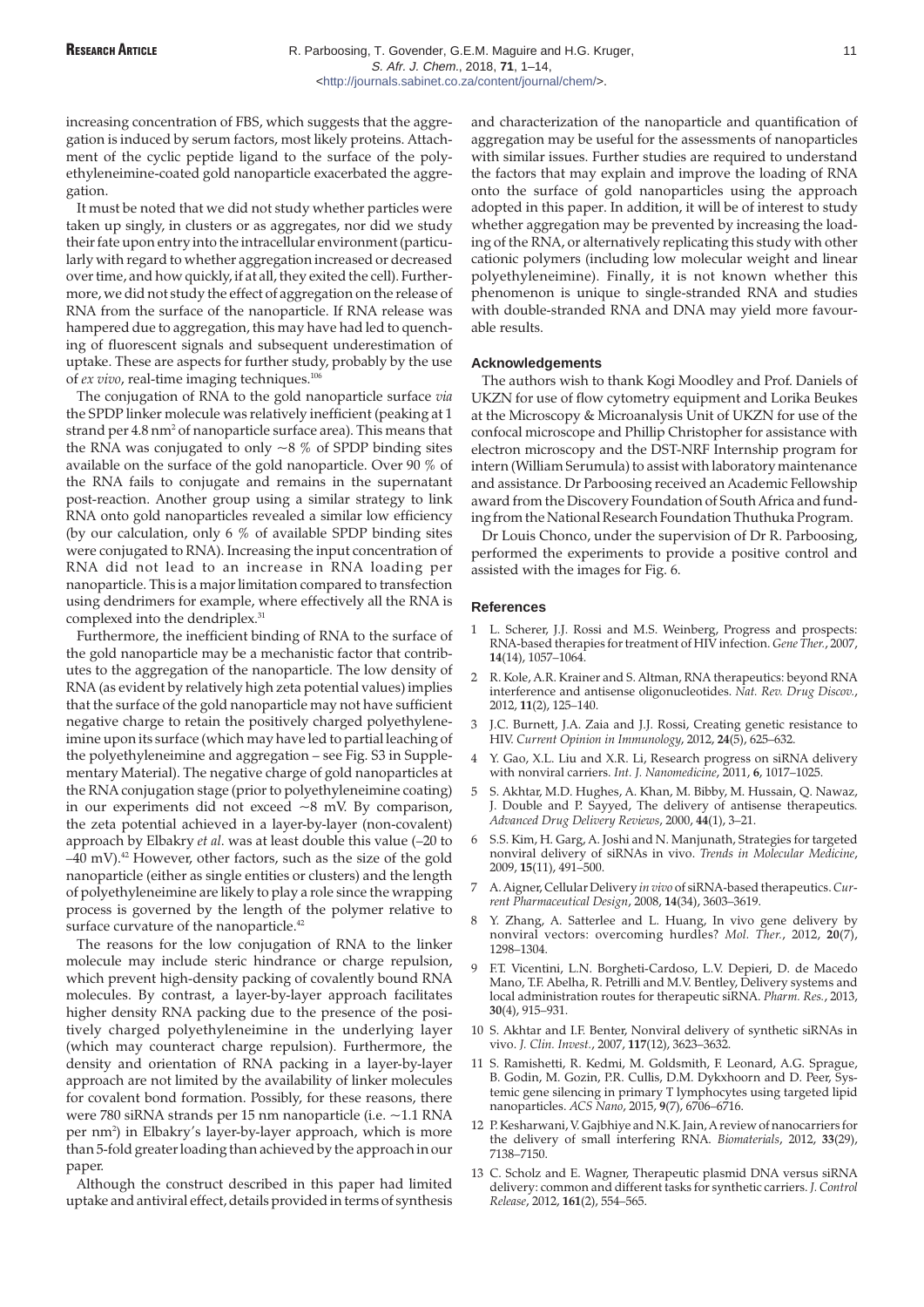increasing concentration of FBS, which suggests that the aggregation is induced by serum factors, most likely proteins. Attachment of the cyclic peptide ligand to the surface of the polyethyleneimine-coated gold nanoparticle exacerbated the aggregation.

It must be noted that we did not study whether particles were taken up singly, in clusters or as aggregates, nor did we study their fate upon entry into the intracellular environment (particularly with regard to whether aggregation increased or decreased over time, and how quickly, if at all, they exited the cell). Furthermore, we did not study the effect of aggregation on the release of RNA from the surface of the nanoparticle. If RNA release was hampered due to aggregation, this may have had led to quenching of fluorescent signals and subsequent underestimation of uptake. These are aspects for further study, probably by the use of *ex vivo*, real-time imaging techniques.[106]

The conjugation of RNA to the gold nanoparticle surface *via* the SPDP linker molecule was relatively inefficient (peaking at 1 strand per 4.8 $nm^2$ of nanoparticle surface area). This means that the RNA was conjugated to only ~8 % of SPDP binding sites available on the surface of the gold nanoparticle. Over 90 % of the RNA fails to conjugate and remains in the supernatant post-reaction. Another group using a similar strategy to link RNA onto gold nanoparticles revealed a similar low efficiency (by our calculation, only 6 % of available SPDP binding sites were conjugated to RNA). Increasing the input concentration of RNA did not lead to an increase in RNA loading per nanoparticle. This is a major limitation compared to transfection using dendrimers for example, where effectively all the RNA is complexed into the dendriplex.[31]

Furthermore, the inefficient binding of RNA to the surface of the gold nanoparticle may be a mechanistic factor that contributes to the aggregation of the nanoparticle. The low density of RNA (as evident by relatively high zeta potential values) implies that the surface of the gold nanoparticle may not have sufficient negative charge to retain the positively charged polyethyleneimine upon its surface (which may have led to partial leaching of the polyethyleneimine and aggregation – see Fig. S3 in Supplementary Material). The negative charge of gold nanoparticles at the RNA conjugation stage (prior to polyethyleneimine coating) in our experiments did not exceed ~8 mV. By comparison, the zeta potential achieved in a layer-by-layer (non-covalent) approach by Elbakry *et al.* was at least double this value (–20 to –40 mV).[42] However, other factors, such as the size of the gold nanoparticle (either as single entities or clusters) and the length of polyethyleneimine are likely to play a role since the wrapping process is governed by the length of the polymer relative to surface curvature of the nanoparticle.[42]

The reasons for the low conjugation of RNA to the linker molecule may include steric hindrance or charge repulsion, which prevent high-density packing of covalently bound RNA molecules. By contrast, a layer-by-layer approach facilitates higher density RNA packing due to the presence of the positively charged polyethyleneimine in the underlying layer (which may counteract charge repulsion). Furthermore, the density and orientation of RNA packing in a layer-by-layer approach are not limited by the availability of linker molecules for covalent bond formation. Possibly, for these reasons, there were 780 siRNA strands per 15 nm nanoparticle (i.e. ~1.1 RNA per $nm^2$) in Elbakry's layer-by-layer approach, which is more than 5-fold greater loading than achieved by the approach in our paper.

Although the construct described in this paper had limited uptake and antiviral effect, details provided in terms of synthesis and characterization of the nanoparticle and quantification of aggregation may be useful for the assessments of nanoparticles with similar issues. Further studies are required to understand the factors that may explain and improve the loading of RNA onto the surface of gold nanoparticles using the approach adopted in this paper. In addition, it will be of interest to study whether aggregation may be prevented by increasing the loading of the RNA, or alternatively replicating this study with other cationic polymers (including low molecular weight and linear polyethyleneimine). Finally, it is not known whether this phenomenon is unique to single-stranded RNA and studies with double-stranded RNA and DNA may yield more favourable results.

## Acknowledgements

The authors wish to thank Kogi Moodley and Prof. Daniels of UKZN for use of flow cytometry equipment and Lorika Beukes at the Microscopy & Microanalysis Unit of UKZN for use of the confocal microscope and Phillip Christopher for assistance with electron microscopy and the DST-NRF Internship program for intern (William Serumula) to assist with laboratory maintenance and assistance. Dr Parboosing received an Academic Fellowship award from the Discovery Foundation of South Africa and funding from the National Research Foundation Thuthuka Program.

Dr Louis Chonco, under the supervision of Dr R. Parboosing, performed the experiments to provide a positive control and assisted with the images for Fig. 6.

## References

1. L. Scherer, J.J. Rossi and M.S. Weinberg, Progress and prospects: RNA-based therapies for treatment of HIV infection. *Gene Ther.*, 2007, **14**(14), 1057–1064.
2. R. Kole, A.R. Krainer and S. Altman, RNA therapeutics: beyond RNA interference and antisense oligonucleotides. *Nat. Rev. Drug Discov.*, 2012, **11**(2), 125–140.
3. J.C. Burnett, J.A. Zaia and J.J. Rossi, Creating genetic resistance to HIV. *Current Opinion in Immunology*, 2012, **24**(5), 625–632.
4. Y. Gao, X.L. Liu and X.R. Li, Research progress on siRNA delivery with nonviral carriers. *Int. J. Nanomedicine*, 2011, **6**, 1017–1025.
5. S. Akhtar, M.D. Hughes, A. Khan, M. Bibby, M. Hussain, Q. Nawaz, J. Double and P. Sayyed, The delivery of antisense therapeutics. *Advanced Drug Delivery Reviews*, 2000, **44**(1), 3–21.
6. S.S. Kim, H. Garg, A. Joshi and N. Manjunath, Strategies for targeted nonviral delivery of siRNAs in vivo. *Trends in Molecular Medicine*, 2009, **15**(11), 491–500.
7. A. Aigner, Cellular Delivery *in vivo* of siRNA-based therapeutics. *Current Pharmaceutical Design*, 2008, **14**(34), 3603–3619.
8. Y. Zhang, A. Satterlee and L. Huang, In vivo gene delivery by nonviral vectors: overcoming hurdles? *Mol. Ther.*, 2012, **20**(7), 1298–1304.
9. F.T. Vicentini, L.N. Borgheti-Cardoso, L.V. Depieri, D. de Macedo Mano, T.F. Abelha, R. Petrilli and M.V. Bentley, Delivery systems and local administration routes for therapeutic siRNA. *Pharm. Res.*, 2013, **30**(4), 915–931.
10. S. Akhtar and I.F. Benter, Nonviral delivery of synthetic siRNAs in vivo. *J. Clin. Invest.*, 2007, **117**(12), 3623–3632.
11. S. Ramishetti, R. Kedmi, M. Goldsmith, F. Leonard, A.G. Sprague, B. Godin, M. Gozin, P.R. Cullis, D.M. Dykxhoorn and D. Peer, Systemic gene silencing in primary T lymphocytes using targeted lipid nanoparticles. *ACS Nano*, 2015, **9**(7), 6706–6716.
12. P. Kesharwani, V. Gajbhiye and N.K. Jain, A review of nanocarriers for the delivery of small interfering RNA. *Biomaterials*, 2012, **33**(29), 7138–7150.
13. C. Scholz and E. Wagner, Therapeutic plasmid DNA versus siRNA delivery: common and different tasks for synthetic carriers. *J. Control Release*, 2012, **161**(2), 554–565.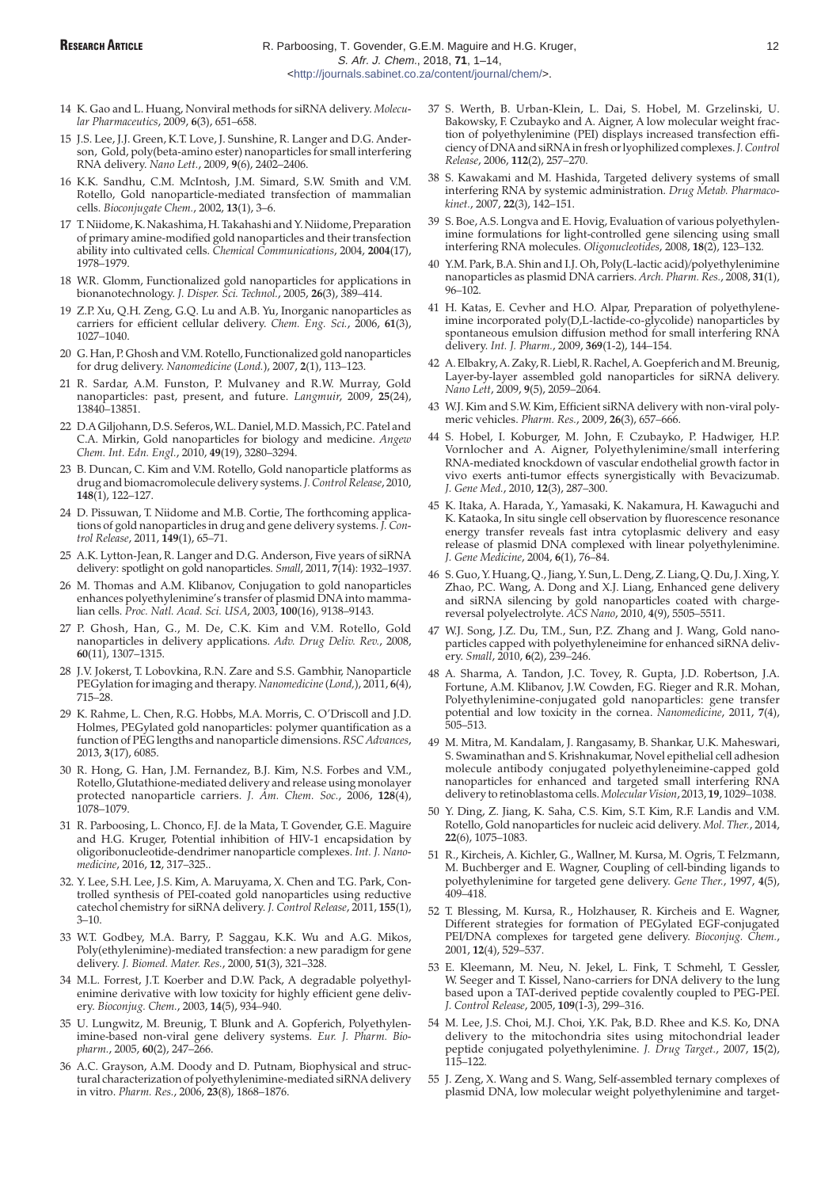14 K. Gao and L. Huang, Nonviral methods for siRNA delivery. *Molecular Pharmaceutics*, 2009, **6**(3), 651–658.

15 J.S. Lee, J.J. Green, K.T. Love, J. Sunshine, R. Langer and D.G. Anderson, Gold, poly(beta-amino ester) nanoparticles for small interfering RNA delivery. *Nano Lett.*, 2009, **9**(6), 2402–2406.

16 K.K. Sandhu, C.M. McIntosh, J.M. Simard, S.W. Smith and V.M. Rotello, Gold nanoparticle-mediated transfection of mammalian cells. *Bioconjugate Chem.*, 2002, **13**(1), 3–6.

17 T. Niidome, K. Nakashima, H. Takahashi and Y. Niidome, Preparation of primary amine-modified gold nanoparticles and their transfection ability into cultivated cells. *Chemical Communications*, 2004, **2004**(17), 1978–1979.

18 W.R. Glomm, Functionalized gold nanoparticles for applications in bionanotechnology. *J. Disper. Sci. Technol.*, 2005, **26**(3), 389–414.

19 Z.P. Xu, Q.H. Zeng, G.Q. Lu and A.B. Yu, Inorganic nanoparticles as carriers for efficient cellular delivery. *Chem. Eng. Sci.*, 2006, **61**(3), 1027–1040.

20 G. Han, P. Ghosh and V.M. Rotello, Functionalized gold nanoparticles for drug delivery. *Nanomedicine* (*Lond.*), 2007, **2**(1), 113–123.

21 R. Sardar, A.M. Funston, P. Mulvaney and R.W. Murray, Gold nanoparticles: past, present, and future. *Langmuir*, 2009, **25**(24), 13840–13851.

22 D.A Giljohann, D.S. Seferos, W.L. Daniel, M.D. Massich, P.C. Patel and C.A. Mirkin, Gold nanoparticles for biology and medicine. *Angew Chem. Int. Edn. Engl.*, 2010, **49**(19), 3280–3294.

23 B. Duncan, C. Kim and V.M. Rotello, Gold nanoparticle platforms as drug and biomacromolecule delivery systems. *J. Control Release*, 2010, **148**(1), 122–127.

24 D. Pissuwan, T. Niidome and M.B. Cortie, The forthcoming applications of gold nanoparticles in drug and gene delivery systems. *J. Control Release*, 2011, **149**(1), 65–71.

25 A.K. Lytton-Jean, R. Langer and D.G. Anderson, Five years of siRNA delivery: spotlight on gold nanoparticles. *Small*, 2011, **7**(14): 1932–1937.

26 M. Thomas and A.M. Klibanov, Conjugation to gold nanoparticles enhances polyethylenimine's transfer of plasmid DNA into mammalian cells. *Proc. Natl. Acad. Sci. USA*, 2003, **100**(16), 9138–9143.

27 P. Ghosh, Han, G., M. De, C.K. Kim and V.M. Rotello, Gold nanoparticles in delivery applications. *Adv. Drug Deliv. Rev.*, 2008, **60**(11), 1307–1315.

28 J.V. Jokerst, T. Lobovkina, R.N. Zare and S.S. Gambhir, Nanoparticle PEGylation for imaging and therapy. *Nanomedicine* (*Lond,*), 2011, **6**(4), 715–28.

29 K. Rahme, L. Chen, R.G. Hobbs, M.A. Morris, C. O'Driscoll and J.D. Holmes, PEGylated gold nanoparticles: polymer quantification as a function of PEG lengths and nanoparticle dimensions. *RSC Advances*, 2013, **3**(17), 6085.

30 R. Hong, G. Han, J.M. Fernandez, B.J. Kim, N.S. Forbes and V.M., Rotello, Glutathione-mediated delivery and release using monolayer protected nanoparticle carriers. *J. Am. Chem. Soc.*, 2006, **128**(4), 1078–1079.

31 R. Parboosing, L. Chonco, F.J. de la Mata, T. Govender, G.E. Maguire and H.G. Kruger, Potential inhibition of HIV-1 encapsidation by oligoribonucleotide-dendrimer nanoparticle complexes. *Int. J. Nanomedicine*, 2016, **12**, 317–325..

32. Y. Lee, S.H. Lee, J.S. Kim, A. Maruyama, X. Chen and T.G. Park, Controlled synthesis of PEI-coated gold nanoparticles using reductive catechol chemistry for siRNA delivery. *J. Control Release*, 2011, **155**(1), 3–10.

33 W.T. Godbey, M.A. Barry, P. Saggau, K.K. Wu and A.G. Mikos, Poly(ethylenimine)-mediated transfection: a new paradigm for gene delivery. *J. Biomed. Mater. Res.*, 2000, **51**(3), 321–328.

34 M.L. Forrest, J.T. Koerber and D.W. Pack, A degradable polyethylenimine derivative with low toxicity for highly efficient gene delivery. *Bioconjug. Chem.*, 2003, **14**(5), 934–940.

35 U. Lungwitz, M. Breunig, T. Blunk and A. Gopferich, Polyethylenimine-based non-viral gene delivery systems. *Eur. J. Pharm. Biopharm.*, 2005, **60**(2), 247–266.

36 A.C. Grayson, A.M. Doody and D. Putnam, Biophysical and structural characterization of polyethylenimine-mediated siRNA delivery in vitro. *Pharm. Res.*, 2006, **23**(8), 1868–1876.

37 S. Werth, B. Urban-Klein, L. Dai, S. Hobel, M. Grzelinski, U. Bakowsky, F. Czubayko and A. Aigner, A low molecular weight fraction of polyethylenimine (PEI) displays increased transfection efficiency of DNA and siRNA in fresh or lyophilized complexes. *J. Control Release*, 2006, **112**(2), 257–270.

38 S. Kawakami and M. Hashida, Targeted delivery systems of small interfering RNA by systemic administration. *Drug Metab. Pharmacokinet.*, 2007, **22**(3), 142–151.

39 S. Boe, A.S. Longva and E. Hovig, Evaluation of various polyethylenimine formulations for light-controlled gene silencing using small interfering RNA molecules. *Oligonucleotides*, 2008, **18**(2), 123–132.

40 Y.M. Park, B.A. Shin and I.J. Oh, Poly(L-lactic acid)/polyethylenimine nanoparticles as plasmid DNA carriers. *Arch. Pharm. Res.*, 2008, **31**(1), 96–102.

41 H. Katas, E. Cevher and H.O. Alpar, Preparation of polyethyleneimine incorporated poly(D,L-lactide-co-glycolide) nanoparticles by spontaneous emulsion diffusion method for small interfering RNA delivery. *Int. J. Pharm.*, 2009, **369**(1-2), 144–154.

42 A. Elbakry, A. Zaky, R. Liebl, R. Rachel, A. Goepferich and M. Breunig, Layer-by-layer assembled gold nanoparticles for siRNA delivery. *Nano Lett*, 2009, **9**(5), 2059–2064.

43 W.J. Kim and S.W. Kim, Efficient siRNA delivery with non-viral polymeric vehicles. *Pharm. Res.*, 2009, **26**(3), 657–666.

44 S. Hobel, I. Koburger, M. John, F. Czubayko, P. Hadwiger, H.P. Vornlocher and A. Aigner, Polyethylenimine/small interfering RNA-mediated knockdown of vascular endothelial growth factor in vivo exerts anti-tumor effects synergistically with Bevacizumab. *J. Gene Med.*, 2010, **12**(3), 287–300.

45 K. Itaka, A. Harada, Y., Yamasaki, K. Nakamura, H. Kawaguchi and K. Kataoka, In situ single cell observation by fluorescence resonance energy transfer reveals fast intra cytoplasmic delivery and easy release of plasmid DNA complexed with linear polyethylenimine. *J. Gene Medicine*, 2004, **6**(1), 76–84.

46 S. Guo, Y. Huang, Q., Jiang, Y. Sun, L. Deng, Z. Liang, Q. Du, J. Xing, Y. Zhao, P.C. Wang, A. Dong and X.J. Liang, Enhanced gene delivery and siRNA silencing by gold nanoparticles coated with charge-reversal polyelectrolyte. *ACS Nano*, 2010, **4**(9), 5505–5511.

47 W.J. Song, J.Z. Du, T.M., Sun, P.Z. Zhang and J. Wang, Gold nanoparticles capped with polyethyleneimine for enhanced siRNA delivery. *Small*, 2010, **6**(2), 239–246.

48 A. Sharma, A. Tandon, J.C. Tovey, R. Gupta, J.D. Robertson, J.A. Fortune, A.M. Klibanov, J.W. Cowden, F.G. Rieger and R.R. Mohan, Polyethylenimine-conjugated gold nanoparticles: gene transfer potential and low toxicity in the cornea. *Nanomedicine*, 2011, **7**(4), 505–513.

49 M. Mitra, M. Kandalam, J. Rangasamy, B. Shankar, U.K. Maheswari, S. Swaminathan and S. Krishnakumar, Novel epithelial cell adhesion molecule antibody conjugated polyethyleneimine-capped gold nanoparticles for enhanced and targeted small interfering RNA delivery to retinoblastoma cells. *Molecular Vision*, 2013, **19**, 1029–1038.

50 Y. Ding, Z. Jiang, K. Saha, C.S. Kim, S.T. Kim, R.F. Landis and V.M. Rotello, Gold nanoparticles for nucleic acid delivery. *Mol. Ther.*, 2014, **22**(6), 1075–1083.

51 R., Kircheis, A. Kichler, G., Wallner, M. Kursa, M. Ogris, T. Felzmann, M. Buchberger and E. Wagner, Coupling of cell-binding ligands to polyethylenimine for targeted gene delivery. *Gene Ther.*, 1997, **4**(5), 409–418.

52 T. Blessing, M. Kursa, R., Holzhauser, R. Kircheis and E. Wagner, Different strategies for formation of PEGylated EGF-conjugated PEI/DNA complexes for targeted gene delivery. *Bioconjug. Chem.*, 2001, **12**(4), 529–537.

53 E. Kleemann, M. Neu, N. Jekel, L. Fink, T. Schmehl, T. Gessler, W. Seeger and T. Kissel, Nano-carriers for DNA delivery to the lung based upon a TAT-derived peptide covalently coupled to PEG-PEI. *J. Control Release*, 2005, **109**(1-3), 299–316.

54 M. Lee, J.S. Choi, M.J. Choi, Y.K. Pak, B.D. Rhee and K.S. Ko, DNA delivery to the mitochondria sites using mitochondrial leader peptide conjugated polyethylenimine. *J. Drug Target.*, 2007, **15**(2), 115–122.

55 J. Zeng, X. Wang and S. Wang, Self-assembled ternary complexes of plasmid DNA, low molecular weight polyethylenimine and target-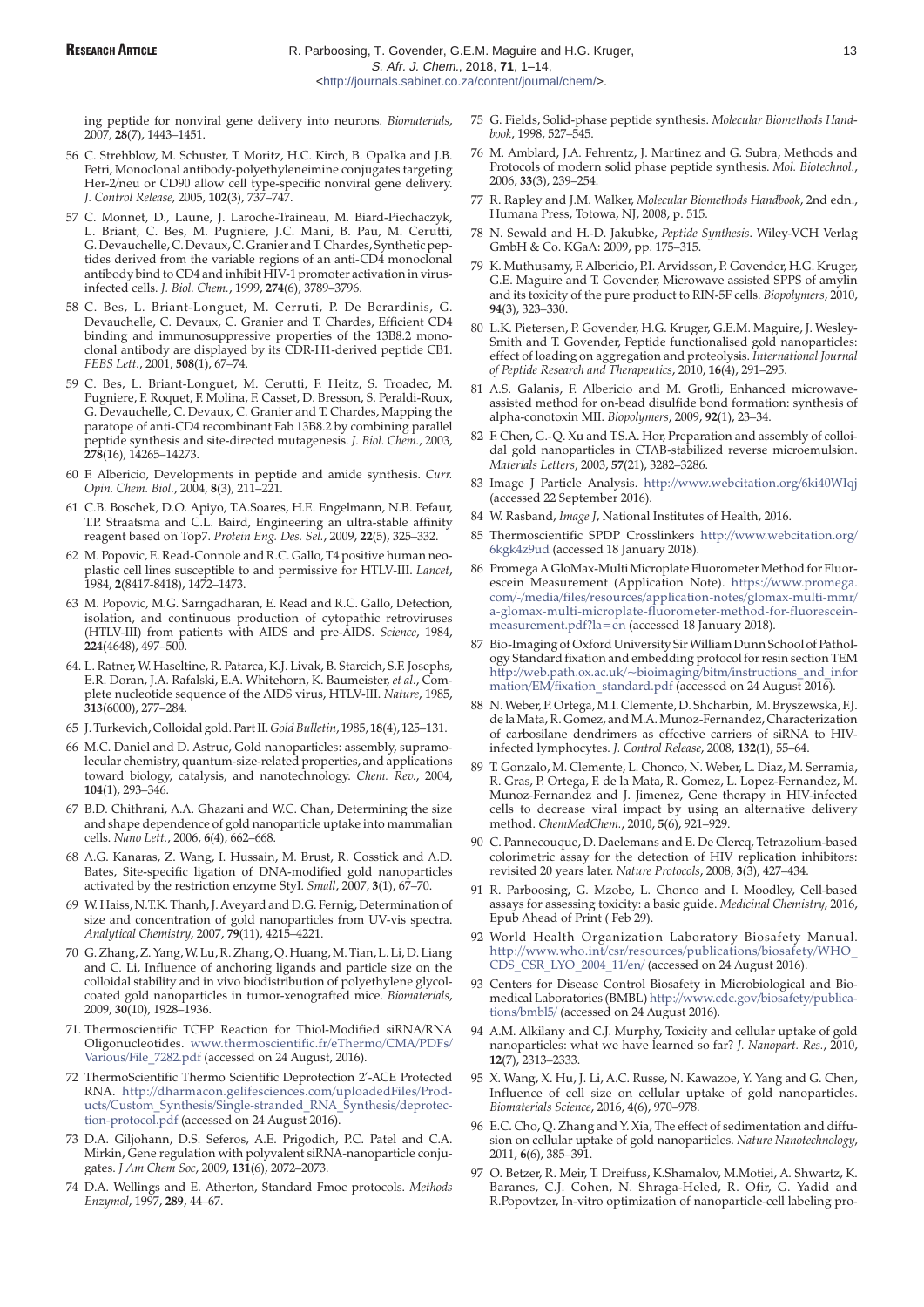ing peptide for nonviral gene delivery into neurons. *Biomaterials*, 2007, **28**(7), 1443–1451.

56 C. Strehblow, M. Schuster, T. Moritz, H.C. Kirch, B. Opalka and J.B. Petri, Monoclonal antibody-polyethyleneimine conjugates targeting Her-2/neu or CD90 allow cell type-specific nonviral gene delivery. *J. Control Release*, 2005, **102**(3), 737–747.

57 C. Monnet, D., Laune, J. Laroche-Traineau, M. Biard-Piechaczyk, L. Briant, C. Bes, M. Pugniere, J.C. Mani, B. Pau, M. Cerutti, G. Devauchelle, C. Devaux, C. Granier and T. Chardes, Synthetic peptides derived from the variable regions of an anti-CD4 monoclonal antibody bind to CD4 and inhibit HIV-1 promoter activation in virus-infected cells. *J. Biol. Chem.*, 1999, **274**(6), 3789–3796.

58 C. Bes, L. Briant-Longuet, M. Cerruti, P. De Berardinis, G. Devauchelle, C. Devaux, C. Granier and T. Chardes, Efficient CD4 binding and immunosuppressive properties of the 13B8.2 monoclonal antibody are displayed by its CDR-H1-derived peptide CB1. *FEBS Lett.*, 2001, **508**(1), 67–74.

59 C. Bes, L. Briant-Longuet, M. Cerutti, F. Heitz, S. Troadec, M. Pugniere, F. Roquet, F. Molina, F. Casset, D. Bresson, S. Peraldi-Roux, G. Devauchelle, C. Devaux, C. Granier and T. Chardes, Mapping the paratope of anti-CD4 recombinant Fab 13B8.2 by combining parallel peptide synthesis and site-directed mutagenesis. *J. Biol. Chem.*, 2003, **278**(16), 14265–14273.

60 F. Albericio, Developments in peptide and amide synthesis. *Curr. Opin. Chem. Biol.*, 2004, **8**(3), 211–221.

61 C.B. Boschek, D.O. Apiyo, T.A.Soares, H.E. Engelmann, N.B. Pefaur, T.P. Straatsma and C.L. Baird, Engineering an ultra-stable affinity reagent based on Top7. *Protein Eng. Des. Sel.*, 2009, **22**(5), 325–332.

62 M. Popovic, E. Read-Connole and R.C. Gallo, T4 positive human neoplastic cell lines susceptible to and permissive for HTLV-III. *Lancet*, 1984, **2**(8417-8418), 1472–1473.

63 M. Popovic, M.G. Sarngadharan, E. Read and R.C. Gallo, Detection, isolation, and continuous production of cytopathic retroviruses (HTLV-III) from patients with AIDS and pre-AIDS. *Science*, 1984, **224**(4648), 497–500.

64. L. Ratner, W. Haseltine, R. Patarca, K.J. Livak, B. Starcich, S.F. Josephs, E.R. Doran, J.A. Rafalski, E.A. Whitehorn, K. Baumeister, *et al.*, Complete nucleotide sequence of the AIDS virus, HTLV-III. *Nature*, 1985, **313**(6000), 277–284.

65 J. Turkevich, Colloidal gold. Part II. *Gold Bulletin*, 1985, **18**(4), 125–131.

66 M.C. Daniel and D. Astruc, Gold nanoparticles: assembly, supramolecular chemistry, quantum-size-related properties, and applications toward biology, catalysis, and nanotechnology. *Chem. Rev.*, 2004, **104**(1), 293–346.

67 B.D. Chithrani, A.A. Ghazani and W.C. Chan, Determining the size and shape dependence of gold nanoparticle uptake into mammalian cells. *Nano Lett.*, 2006, **6**(4), 662–668.

68 A.G. Kanaras, Z. Wang, I. Hussain, M. Brust, R. Cosstick and A.D. Bates, Site-specific ligation of DNA-modified gold nanoparticles activated by the restriction enzyme StyI. *Small*, 2007, **3**(1), 67–70.

69 W. Haiss, N.T.K. Thanh, J. Aveyard and D.G. Fernig, Determination of size and concentration of gold nanoparticles from UV-vis spectra. *Analytical Chemistry*, 2007, **79**(11), 4215–4221.

70 G. Zhang, Z. Yang, W. Lu, R. Zhang, Q. Huang, M. Tian, L. Li, D. Liang and C. Li, Influence of anchoring ligands and particle size on the colloidal stability and in vivo biodistribution of polyethylene glycol-coated gold nanoparticles in tumor-xenografted mice. *Biomaterials*, 2009, **30**(10), 1928–1936.

71. Thermoscientific TCEP Reaction for Thiol-Modified siRNA/RNA Oligonucleotides. www.thermoscientific.fr/eThermo/CMA/PDFs/Various/File_7282.pdf (accessed on 24 August, 2016).

72 ThermoScientific Thermo Scientific Deprotection 2'-ACE Protected RNA. http://dharmacon.gelifesciences.com/uploadedFiles/Products/Custom_Synthesis/Single-stranded_RNA_Synthesis/deprotection-protocol.pdf (accessed on 24 August 2016).

73 D.A. Giljohann, D.S. Seferos, A.E. Prigodich, P.C. Patel and C.A. Mirkin, Gene regulation with polyvalent siRNA-nanoparticle conjugates. *J Am Chem Soc*, 2009, **131**(6), 2072–2073.

74 D.A. Wellings and E. Atherton, Standard Fmoc protocols. *Methods Enzymol*, 1997, **289**, 44–67.

75 G. Fields, Solid-phase peptide synthesis. *Molecular Biomethods Handbook*, 1998, 527–545.

76 M. Amblard, J.A. Fehrentz, J. Martinez and G. Subra, Methods and Protocols of modern solid phase peptide synthesis. *Mol. Biotechnol.*, 2006, **33**(3), 239–254.

77 R. Rapley and J.M. Walker, *Molecular Biomethods Handbook*, 2nd edn., Humana Press, Totowa, NJ, 2008, p. 515.

78 N. Sewald and H.-D. Jakubke, *Peptide Synthesis.* Wiley-VCH Verlag GmbH & Co. KGaA: 2009, pp. 175–315.

79 K. Muthusamy, F. Albericio, P.I. Arvidsson, P. Govender, H.G. Kruger, G.E. Maguire and T. Govender, Microwave assisted SPPS of amylin and its toxicity of the pure product to RIN-5F cells. *Biopolymers*, 2010, **94**(3), 323–330.

80 L.K. Pietersen, P. Govender, H.G. Kruger, G.E.M. Maguire, J. Wesley-Smith and T. Govender, Peptide functionalised gold nanoparticles: effect of loading on aggregation and proteolysis. *International Journal of Peptide Research and Therapeutics*, 2010, **16**(4), 291–295.

81 A.S. Galanis, F. Albericio and M. Grotli, Enhanced microwave-assisted method for on-bead disulfide bond formation: synthesis of alpha-conotoxin MII. *Biopolymers*, 2009, **92**(1), 23–34.

82 F. Chen, G.-Q. Xu and T.S.A. Hor, Preparation and assembly of colloidal gold nanoparticles in CTAB-stabilized reverse microemulsion. *Materials Letters*, 2003, **57**(21), 3282–3286.

83 Image J Particle Analysis. http://www.webcitation.org/6ki40WIqj (accessed 22 September 2016).

84 W. Rasband, *Image J*, National Institutes of Health, 2016.

85 Thermoscientific SPDP Crosslinkers http://www.webcitation.org/6kgk4z9ud (accessed 18 January 2018).

86 Promega A GloMax-Multi Microplate Fluorometer Method for Fluorescein Measurement (Application Note). https://www.promega.com/-/media/files/resources/application-notes/glomax-multi-mmr/a-glomax-multi-microplate-fluorometer-method-for-fluorescein-measurement.pdf?la=en (accessed 18 January 2018).

87 Bio-Imaging of Oxford University Sir William Dunn School of Pathology Standard fixation and embedding protocol for resin section TEM http://web.path.ox.ac.uk/~bioimaging/bitm/instructions_and_information/EM/fixation_standard.pdf (accessed on 24 August 2016).

88 N. Weber, P. Ortega, M.I. Clemente, D. Shcharbin, M. Bryszewska, F.J. de la Mata, R. Gomez, and M.A. Munoz-Fernandez, Characterization of carbosilane dendrimers as effective carriers of siRNA to HIV-infected lymphocytes. *J. Control Release*, 2008, **132**(1), 55–64.

89 T. Gonzalo, M. Clemente, L. Chonco, N. Weber, L. Diaz, M. Serramia, R. Gras, P. Ortega, F. de la Mata, R. Gomez, L. Lopez-Fernandez, M. Munoz-Fernandez and J. Jimenez, Gene therapy in HIV-infected cells to decrease viral impact by using an alternative delivery method. *ChemMedChem.*, 2010, **5**(6), 921–929.

90 C. Pannecouque, D. Daelemans and E. De Clercq, Tetrazolium-based colorimetric assay for the detection of HIV replication inhibitors: revisited 20 years later. *Nature Protocols*, 2008, **3**(3), 427–434.

91 R. Parboosing, G. Mzobe, L. Chonco and I. Moodley, Cell-based assays for assessing toxicity: a basic guide. *Medicinal Chemistry*, 2016, Epub Ahead of Print ( Feb 29).

92 World Health Organization Laboratory Biosafety Manual. http://www.who.int/csr/resources/publications/biosafety/WHO_CDS_CSR_LYO_2004_11/en/ (accessed on 24 August 2016).

93 Centers for Disease Control Biosafety in Microbiological and Biomedical Laboratories (BMBL) http://www.cdc.gov/biosafety/publications/bmbl5/ (accessed on 24 August 2016).

94 A.M. Alkilany and C.J. Murphy, Toxicity and cellular uptake of gold nanoparticles: what we have learned so far? *J. Nanopart. Res.*, 2010, **12**(7), 2313–2333.

95 X. Wang, X. Hu, J. Li, A.C. Russe, N. Kawazoe, Y. Yang and G. Chen, Influence of cell size on cellular uptake of gold nanoparticles. *Biomaterials Science*, 2016, **4**(6), 970–978.

96 E.C. Cho, Q. Zhang and Y. Xia, The effect of sedimentation and diffusion on cellular uptake of gold nanoparticles. *Nature Nanotechnology*, 2011, **6**(6), 385–391.

97 O. Betzer, R. Meir, T. Dreifuss, K.Shamalov, M.Motiei, A. Shwartz, K. Baranes, C.J. Cohen, N. Shraga-Heled, R. Ofir, G. Yadid and R.Popovtzer, In-vitro optimization of nanoparticle-cell labeling pro-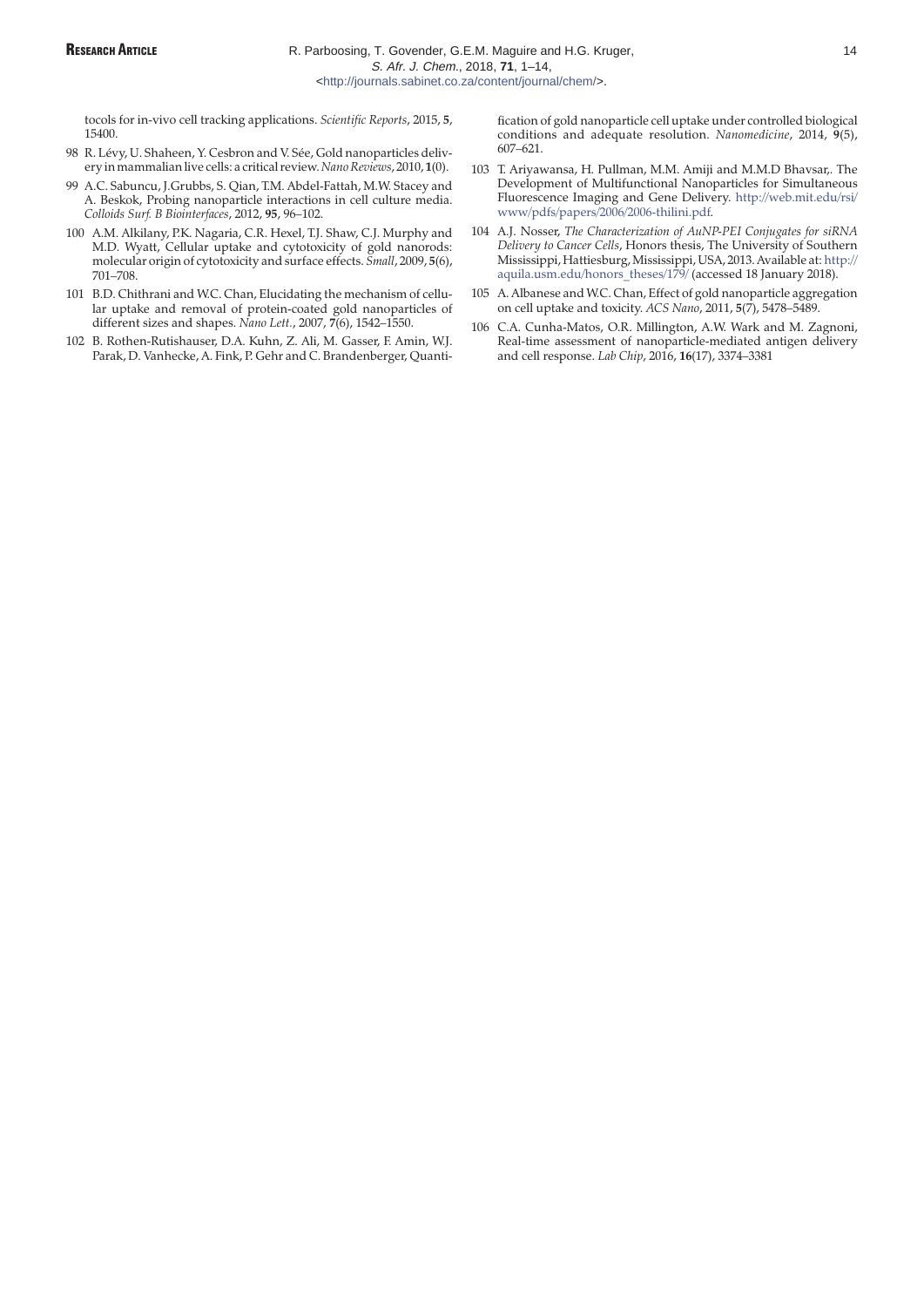tocols for in-vivo cell tracking applications. *Scientific Reports*, 2015, **5**, 15400.

98 R. Lévy, U. Shaheen, Y. Cesbron and V. Sée, Gold nanoparticles delivery in mammalian live cells: a critical review. *Nano Reviews*, 2010, **1**(0).

99 A.C. Sabuncu, J.Grubbs, S. Qian, T.M. Abdel-Fattah, M.W. Stacey and A. Beskok, Probing nanoparticle interactions in cell culture media. *Colloids Surf. B Biointerfaces*, 2012, **95**, 96–102.

100 A.M. Alkilany, P.K. Nagaria, C.R. Hexel, T.J. Shaw, C.J. Murphy and M.D. Wyatt, Cellular uptake and cytotoxicity of gold nanorods: molecular origin of cytotoxicity and surface effects. *Small*, 2009, **5**(6), 701–708.

101 B.D. Chithrani and W.C. Chan, Elucidating the mechanism of cellular uptake and removal of protein-coated gold nanoparticles of different sizes and shapes. *Nano Lett.*, 2007, **7**(6), 1542–1550.

102 B. Rothen-Rutishauser, D.A. Kuhn, Z. Ali, M. Gasser, F. Amin, W.J. Parak, D. Vanhecke, A. Fink, P. Gehr and C. Brandenberger, Quantification of gold nanoparticle cell uptake under controlled biological conditions and adequate resolution. *Nanomedicine*, 2014, **9**(5), 607–621.

103 T. Ariyawansa, H. Pullman, M.M. Amiji and M.M.D Bhavsar,. The Development of Multifunctional Nanoparticles for Simultaneous Fluorescence Imaging and Gene Delivery. http://web.mit.edu/rsi/www/pdfs/papers/2006/2006-thilini.pdf.

104 A.J. Nosser, *The Characterization of AuNP-PEI Conjugates for siRNA Delivery to Cancer Cells*, Honors thesis, The University of Southern Mississippi, Hattiesburg, Mississippi, USA, 2013. Available at: http://aquila.usm.edu/honors_theses/179/ (accessed 18 January 2018).

105 A. Albanese and W.C. Chan, Effect of gold nanoparticle aggregation on cell uptake and toxicity. *ACS Nano*, 2011, **5**(7), 5478–5489.

106 C.A. Cunha-Matos, O.R. Millington, A.W. Wark and M. Zagnoni, Real-time assessment of nanoparticle-mediated antigen delivery and cell response. *Lab Chip*, 2016, **16**(17), 3374–3381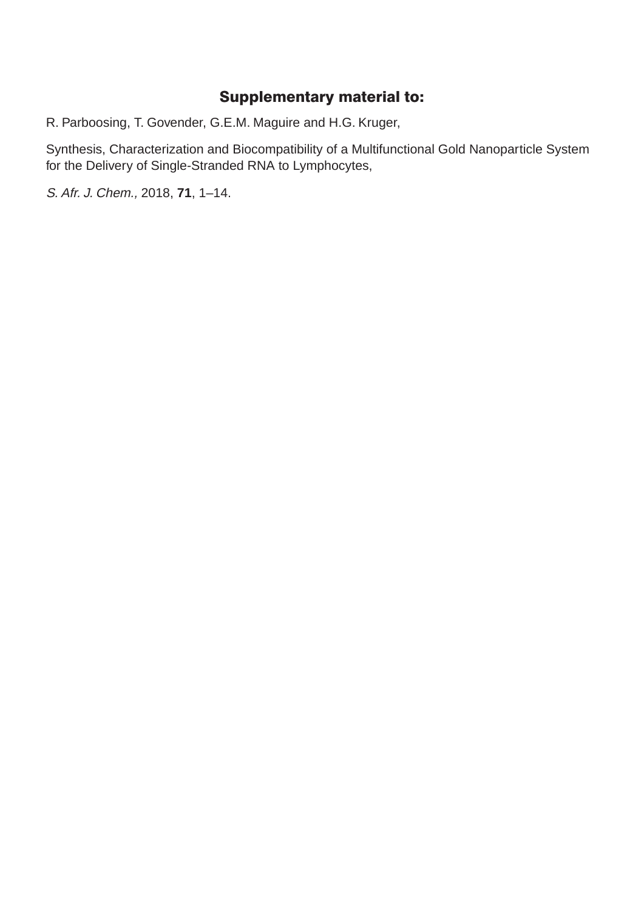## Supplementary material to:

R. Parboosing, T. Govender, G.E.M. Maguire and H.G. Kruger,

Synthesis, Characterization and Biocompatibility of a Multifunctional Gold Nanoparticle System for the Delivery of Single-Stranded RNA to Lymphocytes,

*S. Afr. J. Chem.,* 2018, **71**, 1–14.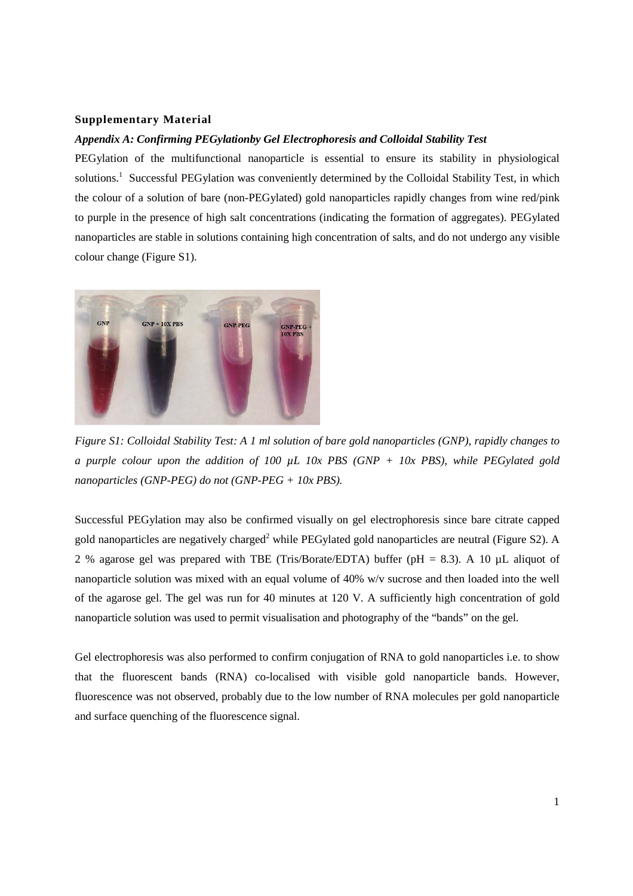**Supplementary Material**

***Appendix A: Confirming PEGylationby Gel Electrophoresis and Colloidal Stability Test***

PEGylation of the multifunctional nanoparticle is essential to ensure its stability in physiological solutions.[1] Successful PEGylation was conveniently determined by the Colloidal Stability Test, in which the colour of a solution of bare (non-PEGylated) gold nanoparticles rapidly changes from wine red/pink to purple in the presence of high salt concentrations (indicating the formation of aggregates). PEGylated nanoparticles are stable in solutions containing high concentration of salts, and do not undergo any visible colour change (Figure S1).

*Figure S1: Colloidal Stability Test: A 1 ml solution of bare gold nanoparticles (GNP), rapidly changes to a purple colour upon the addition of 100 µL 10x PBS (GNP + 10x PBS), while PEGylated gold nanoparticles (GNP-PEG) do not (GNP-PEG + 10x PBS).*

Successful PEGylation may also be confirmed visually on gel electrophoresis since bare citrate capped gold nanoparticles are negatively charged[2] while PEGylated gold nanoparticles are neutral (Figure S2). A 2 % agarose gel was prepared with TBE (Tris/Borate/EDTA) buffer (pH = 8.3). A 10 µL aliquot of nanoparticle solution was mixed with an equal volume of 40% w/v sucrose and then loaded into the well of the agarose gel. The gel was run for 40 minutes at 120 V. A sufficiently high concentration of gold nanoparticle solution was used to permit visualisation and photography of the "bands" on the gel.

Gel electrophoresis was also performed to confirm conjugation of RNA to gold nanoparticles i.e. to show that the fluorescent bands (RNA) co-localised with visible gold nanoparticle bands. However, fluorescence was not observed, probably due to the low number of RNA molecules per gold nanoparticle and surface quenching of the fluorescence signal.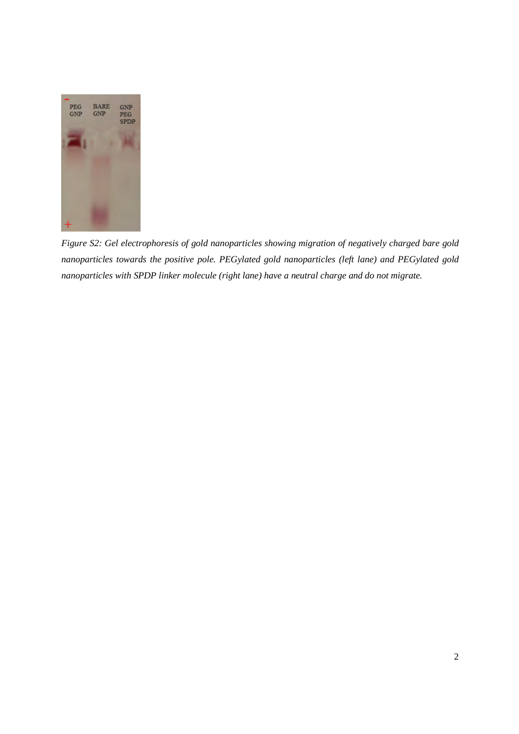*Figure S2: Gel electrophoresis of gold nanoparticles showing migration of negatively charged bare gold nanoparticles towards the positive pole. PEGylated gold nanoparticles (left lane) and PEGylated gold nanoparticles with SPDP linker molecule (right lane) have a neutral charge and do not migrate.*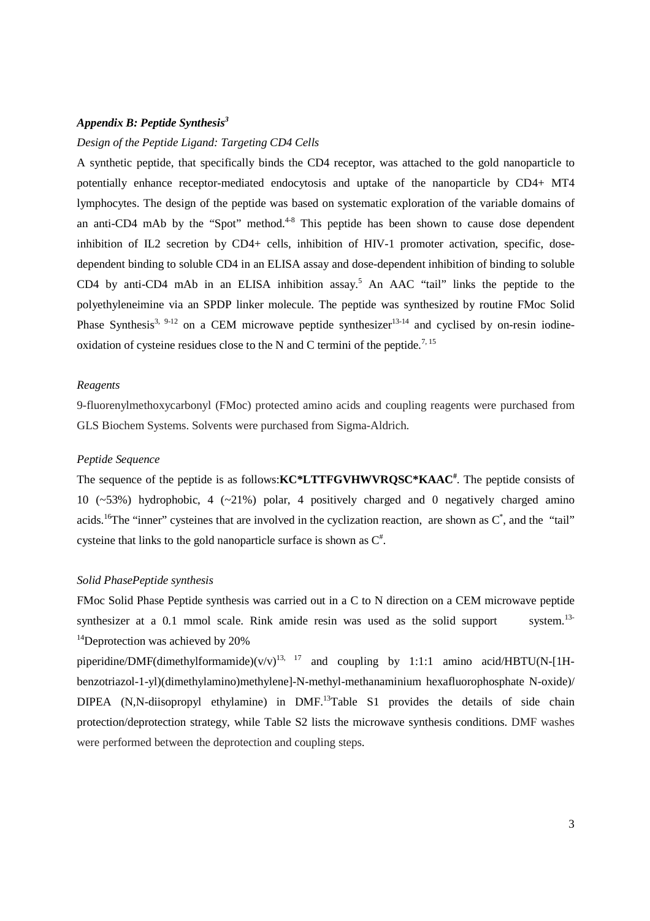### *Appendix B: Peptide Synthesis[3]*

*Design of the Peptide Ligand: Targeting CD4 Cells*

A synthetic peptide, that specifically binds the CD4 receptor, was attached to the gold nanoparticle to potentially enhance receptor-mediated endocytosis and uptake of the nanoparticle by CD4+ MT4 lymphocytes. The design of the peptide was based on systematic exploration of the variable domains of an anti-CD4 mAb by the "Spot" method.[4-8] This peptide has been shown to cause dose dependent inhibition of IL2 secretion by CD4+ cells, inhibition of HIV-1 promoter activation, specific, dose-dependent binding to soluble CD4 in an ELISA assay and dose-dependent inhibition of binding to soluble CD4 by anti-CD4 mAb in an ELISA inhibition assay.[5] An AAC "tail" links the peptide to the polyethyleneimine via an SPDP linker molecule. The peptide was synthesized by routine FMoc Solid Phase Synthesis[3, 9-12] on a CEM microwave peptide synthesizer[13-14] and cyclised by on-resin iodine-oxidation of cysteine residues close to the N and C termini of the peptide.[7, 15]

*Reagents*

9-fluorenylmethoxycarbonyl (FMoc) protected amino acids and coupling reagents were purchased from GLS Biochem Systems. Solvents were purchased from Sigma-Aldrich.

*Peptide Sequence*

The sequence of the peptide is as follows:**KC*LTTFGVHWVRQSC*KAAC[#]**. The peptide consists of 10 (~53%) hydrophobic, 4 (~21%) polar, 4 positively charged and 0 negatively charged amino acids.[16]The "inner" cysteines that are involved in the cyclization reaction, are shown as $C^*$, and the "tail" cysteine that links to the gold nanoparticle surface is shown as $C^\#$.

*Solid PhasePeptide synthesis*

FMoc Solid Phase Peptide synthesis was carried out in a C to N direction on a CEM microwave peptide synthesizer at a 0.1 mmol scale. Rink amide resin was used as the solid support system.[13-14]Deprotection was achieved by 20% piperidine/DMF(dimethylformamide)(v/v)[13, 17] and coupling by 1:1:1 amino acid/HBTU(N-[1H-benzotriazol-1-yl)(dimethylamino)methylene]-N-methyl-methanaminium hexafluorophosphate N-oxide)/ DIPEA (N,N-diisopropyl ethylamine) in DMF.[13]Table S1 provides the details of side chain protection/deprotection strategy, while Table S2 lists the microwave synthesis conditions. DMF washes were performed between the deprotection and coupling steps.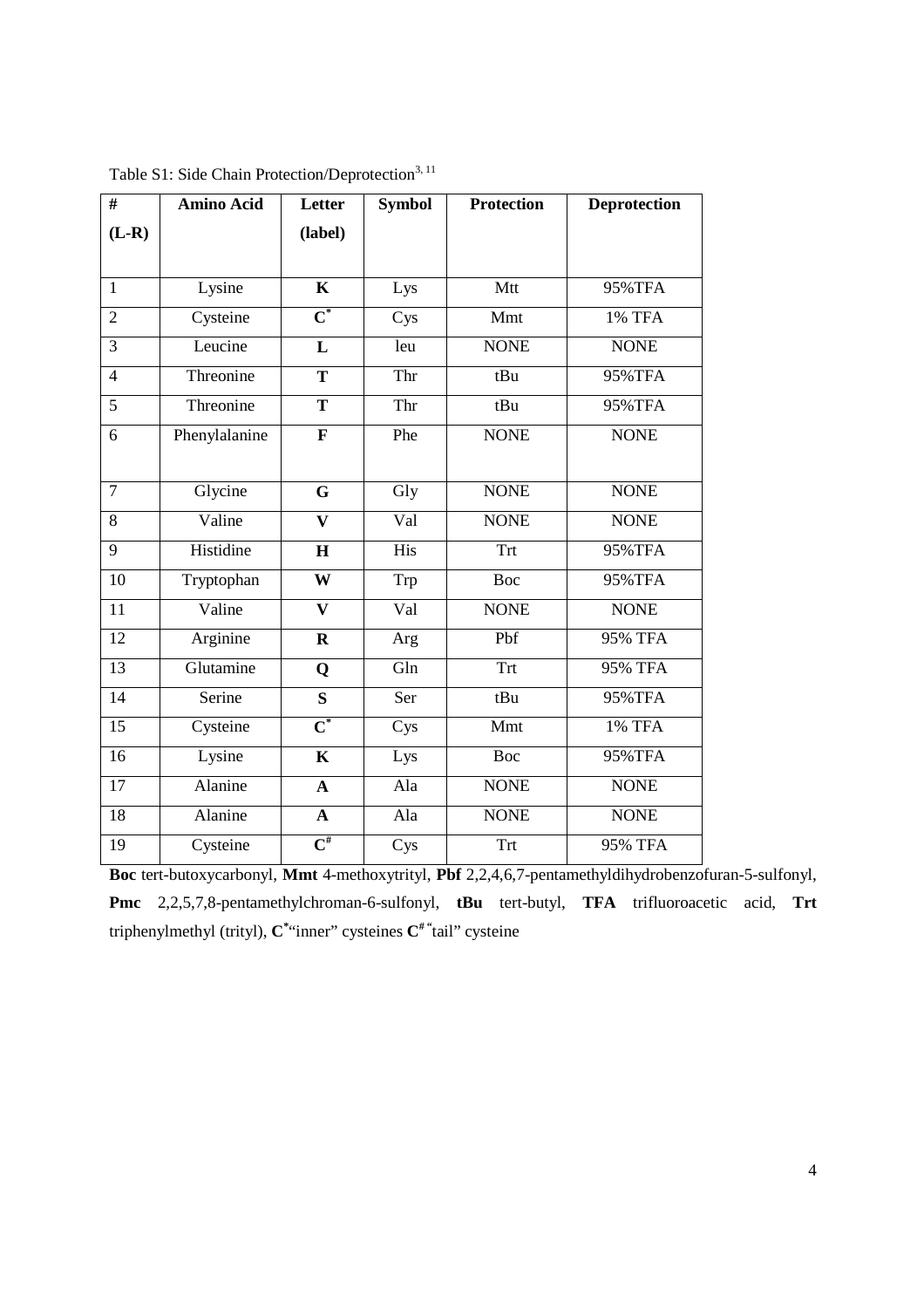Table S1: Side Chain Protection/Deprotection[3, 11]

| # (L-R) | Amino Acid | Letter (label) | Symbol | Protection | Deprotection |
|---|---|---|---|---|---|
| 1 | Lysine | **K** | Lys | Mtt | 95%TFA |
| 2 | Cysteine | **C*** | Cys | Mmt | 1% TFA |
| 3 | Leucine | **L** | leu | NONE | NONE |
| 4 | Threonine | **T** | Thr | tBu | 95%TFA |
| 5 | Threonine | **T** | Thr | tBu | 95%TFA |
| 6 | Phenylalanine | **F** | Phe | NONE | NONE |
| 7 | Glycine | **G** | Gly | NONE | NONE |
| 8 | Valine | **V** | Val | NONE | NONE |
| 9 | Histidine | **H** | His | Trt | 95%TFA |
| 10 | Tryptophan | **W** | Trp | Boc | 95%TFA |
| 11 | Valine | **V** | Val | NONE | NONE |
| 12 | Arginine | **R** | Arg | Pbf | 95% TFA |
| 13 | Glutamine | **Q** | Gln | Trt | 95% TFA |
| 14 | Serine | **S** | Ser | tBu | 95%TFA |
| 15 | Cysteine | **C*** | Cys | Mmt | 1% TFA |
| 16 | Lysine | **K** | Lys | Boc | 95%TFA |
| 17 | Alanine | **A** | Ala | NONE | NONE |
| 18 | Alanine | **A** | Ala | NONE | NONE |
| 19 | Cysteine | **C#** | Cys | Trt | 95% TFA |

**Boc** tert-butoxycarbonyl, **Mmt** 4-methoxytrityl, **Pbf** 2,2,4,6,7-pentamethyldihydrobenzofuran-5-sulfonyl, **Pmc** 2,2,5,7,8-pentamethylchroman-6-sulfonyl, **tBu** tert-butyl, **TFA** trifluoroacetic acid, **Trt** triphenylmethyl (trityl), **C*** "inner" cysteines **C#** "tail" cysteine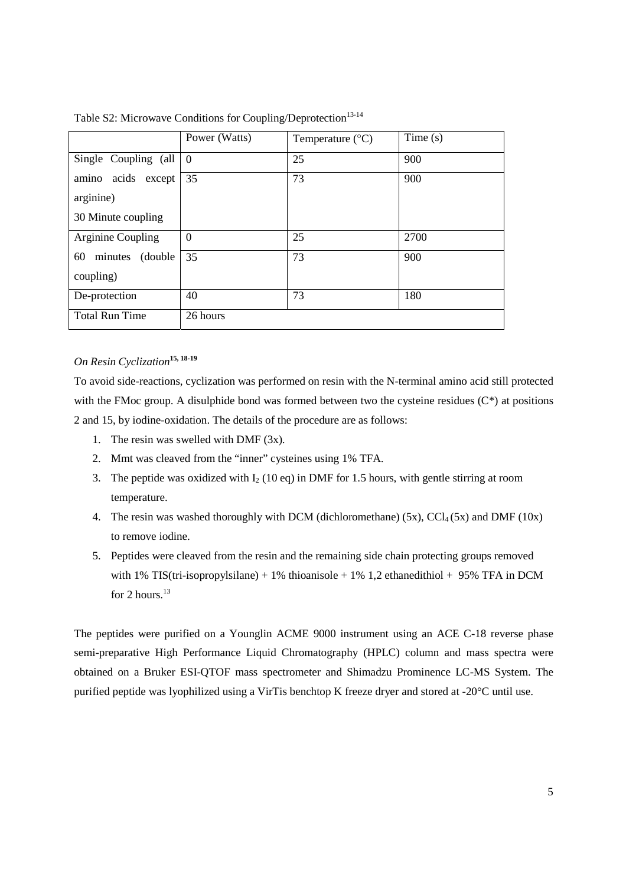Table S2: Microwave Conditions for Coupling/Deprotection[13-14]

| | Power (Watts) | Temperature (°C) | Time (s) |
|---|---|---|---|
| Single Coupling (all amino acids except arginine) 30 Minute coupling | 0 | 25 | 900 |
| | 35 | 73 | 900 |
| Arginine Coupling 60 minutes (double coupling) | 0 | 25 | 2700 |
| | 35 | 73 | 900 |
| De-protection | 40 | 73 | 180 |
| Total Run Time | 26 hours | | |

*On Resin Cyclization*[15, 18-19]

To avoid side-reactions, cyclization was performed on resin with the N-terminal amino acid still protected with the FMoc group. A disulphide bond was formed between two the cysteine residues (C*) at positions 2 and 15, by iodine-oxidation. The details of the procedure are as follows:

1. The resin was swelled with DMF (3x).
2. Mmt was cleaved from the "inner" cysteines using 1% TFA.
3. The peptide was oxidized with $I_2$ (10 eq) in DMF for 1.5 hours, with gentle stirring at room temperature.
4. The resin was washed thoroughly with DCM (dichloromethane) (5x), $CCl_4$ (5x) and DMF (10x) to remove iodine.
5. Peptides were cleaved from the resin and the remaining side chain protecting groups removed with 1% TIS(tri-isopropylsilane) + 1% thioanisole + 1% 1,2 ethanedithiol + 95% TFA in DCM for 2 hours.[13]

The peptides were purified on a Younglin ACME 9000 instrument using an ACE C-18 reverse phase semi-preparative High Performance Liquid Chromatography (HPLC) column and mass spectra were obtained on a Bruker ESI-QTOF mass spectrometer and Shimadzu Prominence LC-MS System. The purified peptide was lyophilized using a VirTis benchtop K freeze dryer and stored at -20°C until use.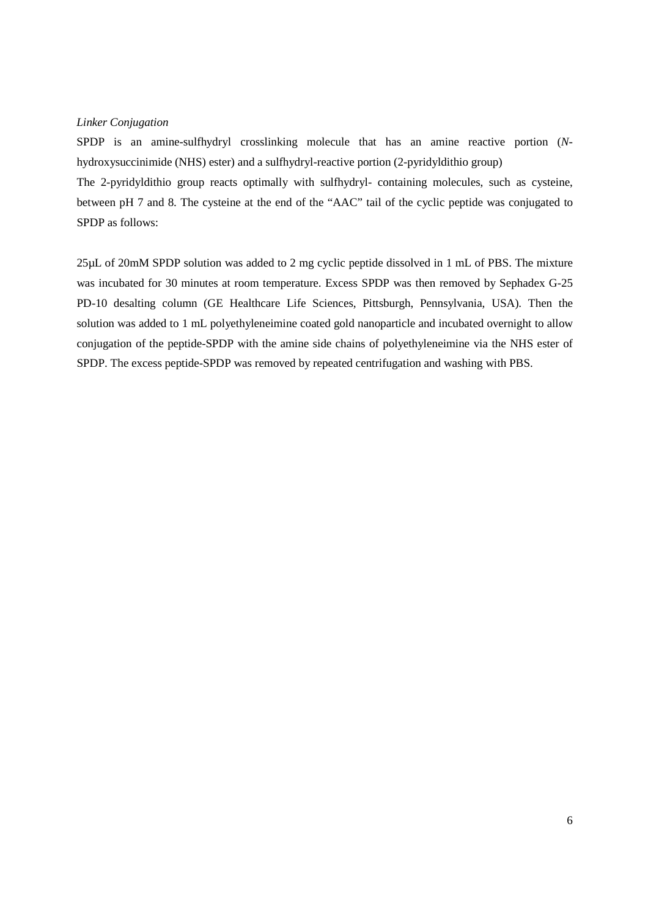*Linker Conjugation*

SPDP is an amine-sulfhydryl crosslinking molecule that has an amine reactive portion (*N*-hydroxysuccinimide (NHS) ester) and a sulfhydryl-reactive portion (2-pyridyldithio group)

The 2-pyridyldithio group reacts optimally with sulfhydryl- containing molecules, such as cysteine, between pH 7 and 8. The cysteine at the end of the "AAC" tail of the cyclic peptide was conjugated to SPDP as follows:

25µL of 20mM SPDP solution was added to 2 mg cyclic peptide dissolved in 1 mL of PBS. The mixture was incubated for 30 minutes at room temperature. Excess SPDP was then removed by Sephadex G-25 PD-10 desalting column (GE Healthcare Life Sciences, Pittsburgh, Pennsylvania, USA). Then the solution was added to 1 mL polyethyleneimine coated gold nanoparticle and incubated overnight to allow conjugation of the peptide-SPDP with the amine side chains of polyethyleneimine via the NHS ester of SPDP. The excess peptide-SPDP was removed by repeated centrifugation and washing with PBS.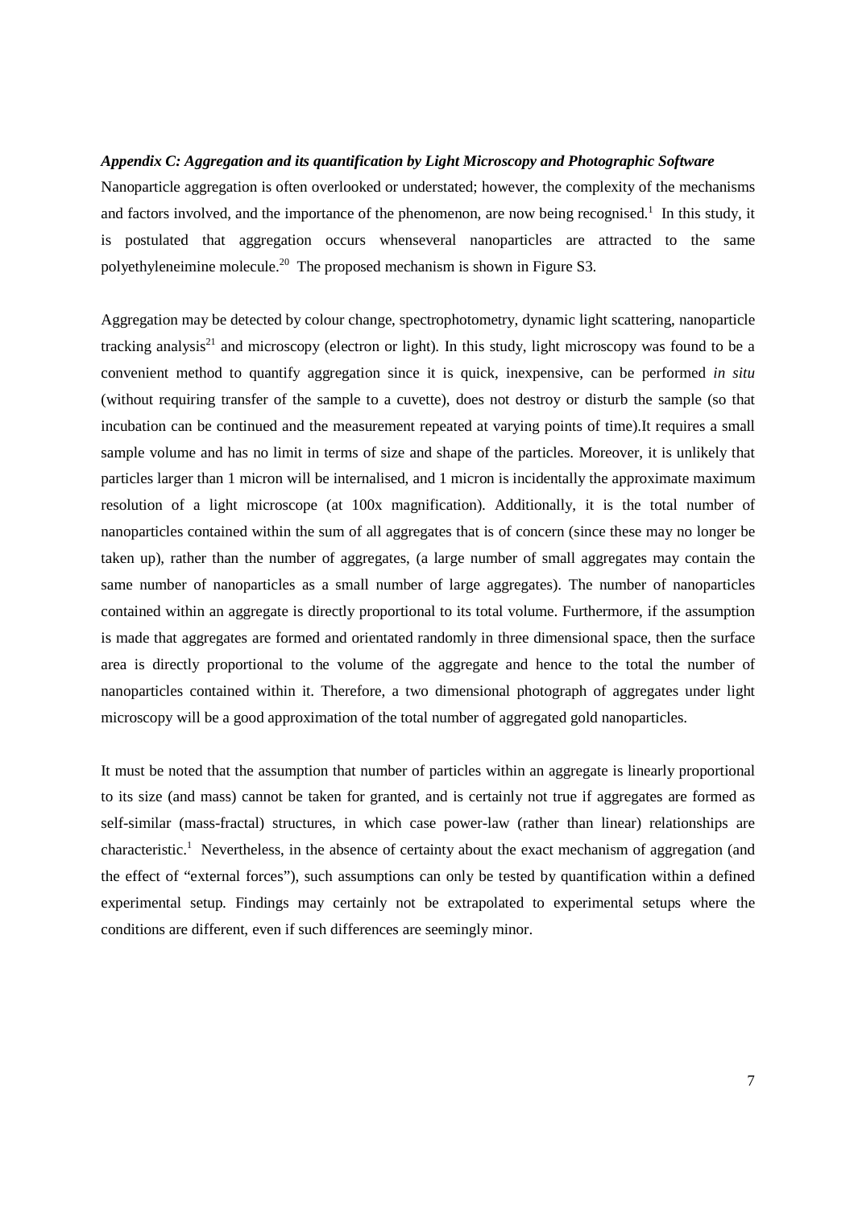***Appendix C: Aggregation and its quantification by Light Microscopy and Photographic Software***

Nanoparticle aggregation is often overlooked or understated; however, the complexity of the mechanisms and factors involved, and the importance of the phenomenon, are now being recognised.[1] In this study, it is postulated that aggregation occurs whenseveral nanoparticles are attracted to the same polyethyleneimine molecule.[20] The proposed mechanism is shown in Figure S3.

Aggregation may be detected by colour change, spectrophotometry, dynamic light scattering, nanoparticle tracking analysis[21] and microscopy (electron or light). In this study, light microscopy was found to be a convenient method to quantify aggregation since it is quick, inexpensive, can be performed *in situ* (without requiring transfer of the sample to a cuvette), does not destroy or disturb the sample (so that incubation can be continued and the measurement repeated at varying points of time).It requires a small sample volume and has no limit in terms of size and shape of the particles. Moreover, it is unlikely that particles larger than 1 micron will be internalised, and 1 micron is incidentally the approximate maximum resolution of a light microscope (at 100x magnification). Additionally, it is the total number of nanoparticles contained within the sum of all aggregates that is of concern (since these may no longer be taken up), rather than the number of aggregates, (a large number of small aggregates may contain the same number of nanoparticles as a small number of large aggregates). The number of nanoparticles contained within an aggregate is directly proportional to its total volume. Furthermore, if the assumption is made that aggregates are formed and orientated randomly in three dimensional space, then the surface area is directly proportional to the volume of the aggregate and hence to the total the number of nanoparticles contained within it. Therefore, a two dimensional photograph of aggregates under light microscopy will be a good approximation of the total number of aggregated gold nanoparticles.

It must be noted that the assumption that number of particles within an aggregate is linearly proportional to its size (and mass) cannot be taken for granted, and is certainly not true if aggregates are formed as self-similar (mass-fractal) structures, in which case power-law (rather than linear) relationships are characteristic.[1] Nevertheless, in the absence of certainty about the exact mechanism of aggregation (and the effect of "external forces"), such assumptions can only be tested by quantification within a defined experimental setup. Findings may certainly not be extrapolated to experimental setups where the conditions are different, even if such differences are seemingly minor.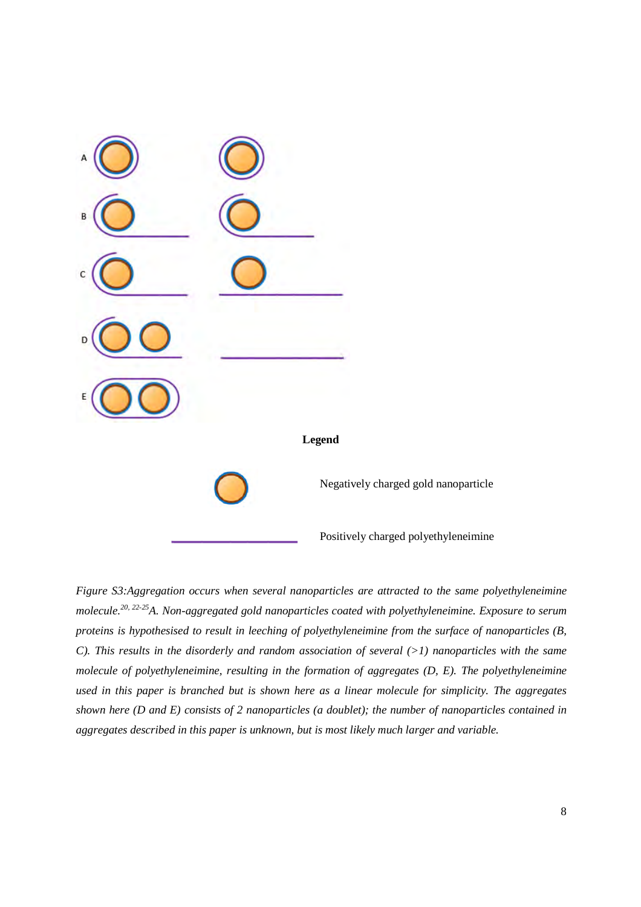**Legend**

Negatively charged gold nanoparticle

Positively charged polyethyleneimine

*Figure S3:Aggregation occurs when several nanoparticles are attracted to the same polyethyleneimine molecule.*[20, 22-25] *A. Non-aggregated gold nanoparticles coated with polyethyleneimine. Exposure to serum proteins is hypothesised to result in leeching of polyethyleneimine from the surface of nanoparticles (B, C). This results in the disorderly and random association of several (>1) nanoparticles with the same molecule of polyethyleneimine, resulting in the formation of aggregates (D, E). The polyethyleneimine used in this paper is branched but is shown here as a linear molecule for simplicity. The aggregates shown here (D and E) consists of 2 nanoparticles (a doublet); the number of nanoparticles contained in aggregates described in this paper is unknown, but is most likely much larger and variable.*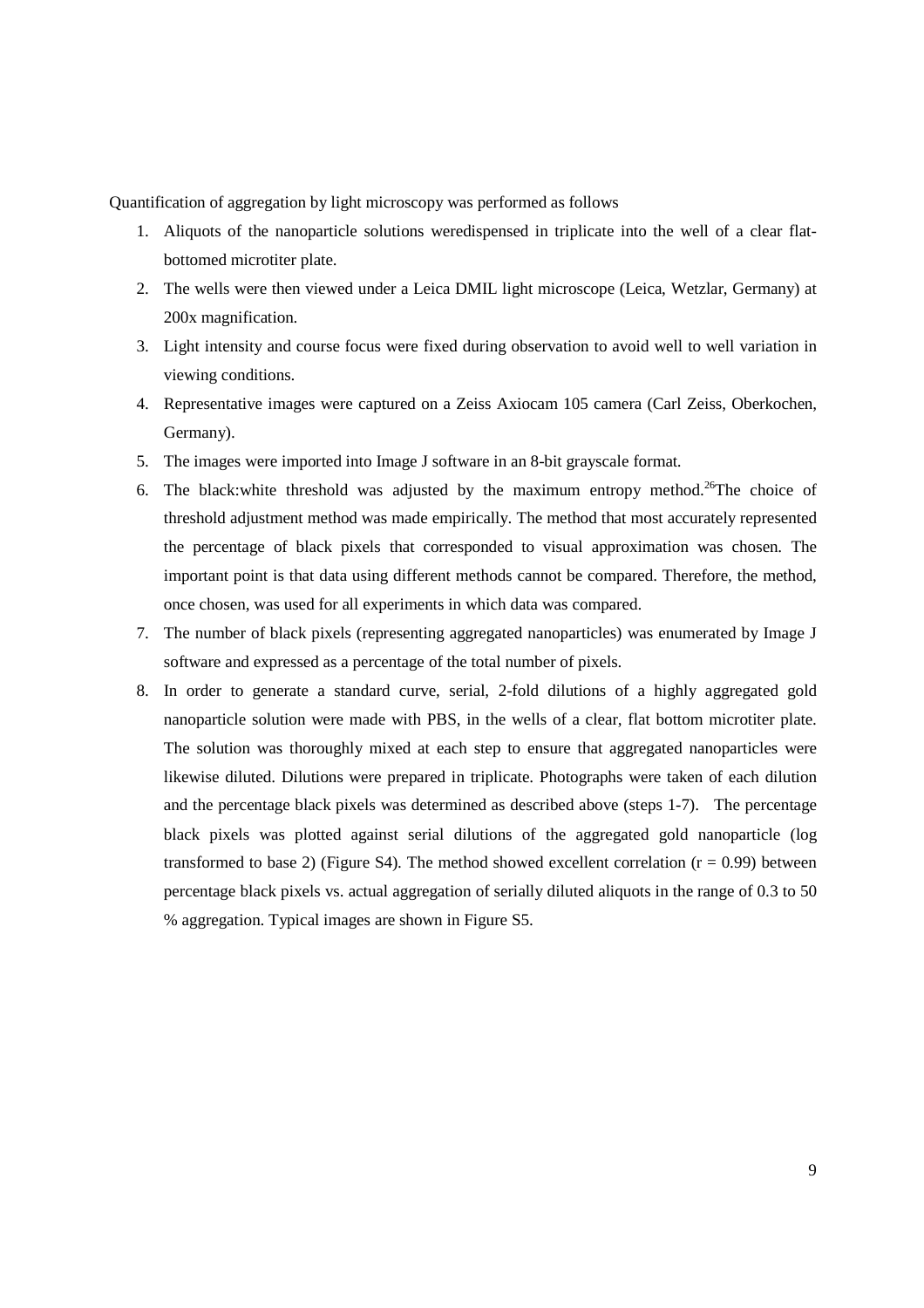Quantification of aggregation by light microscopy was performed as follows

1. Aliquots of the nanoparticle solutions weredispensed in triplicate into the well of a clear flat-bottomed microtiter plate.
2. The wells were then viewed under a Leica DMIL light microscope (Leica, Wetzlar, Germany) at 200x magnification.
3. Light intensity and course focus were fixed during observation to avoid well to well variation in viewing conditions.
4. Representative images were captured on a Zeiss Axiocam 105 camera (Carl Zeiss, Oberkochen, Germany).
5. The images were imported into Image J software in an 8-bit grayscale format.
6. The black:white threshold was adjusted by the maximum entropy method.[26]The choice of threshold adjustment method was made empirically. The method that most accurately represented the percentage of black pixels that corresponded to visual approximation was chosen. The important point is that data using different methods cannot be compared. Therefore, the method, once chosen, was used for all experiments in which data was compared.
7. The number of black pixels (representing aggregated nanoparticles) was enumerated by Image J software and expressed as a percentage of the total number of pixels.
8. In order to generate a standard curve, serial, 2-fold dilutions of a highly aggregated gold nanoparticle solution were made with PBS, in the wells of a clear, flat bottom microtiter plate. The solution was thoroughly mixed at each step to ensure that aggregated nanoparticles were likewise diluted. Dilutions were prepared in triplicate. Photographs were taken of each dilution and the percentage black pixels was determined as described above (steps 1-7). The percentage black pixels was plotted against serial dilutions of the aggregated gold nanoparticle (log transformed to base 2) (Figure S4). The method showed excellent correlation ($r = 0.99$) between percentage black pixels vs. actual aggregation of serially diluted aliquots in the range of 0.3 to 50 % aggregation. Typical images are shown in Figure S5.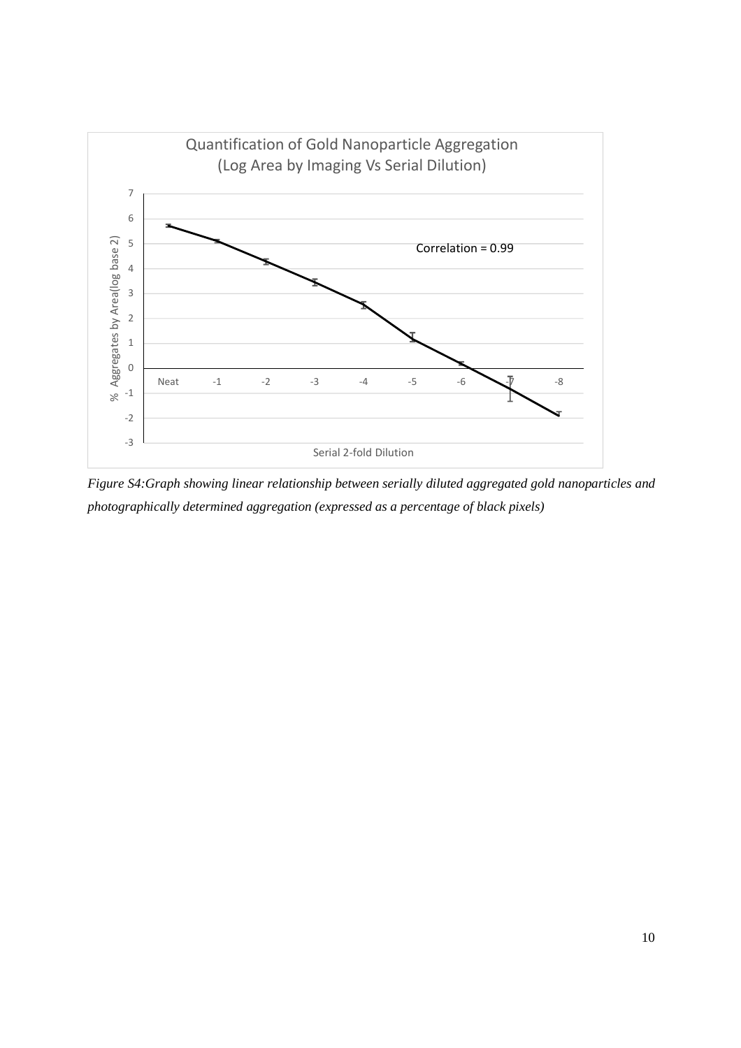*Figure S4:Graph showing linear relationship between serially diluted aggregated gold nanoparticles and photographically determined aggregation (expressed as a percentage of black pixels)*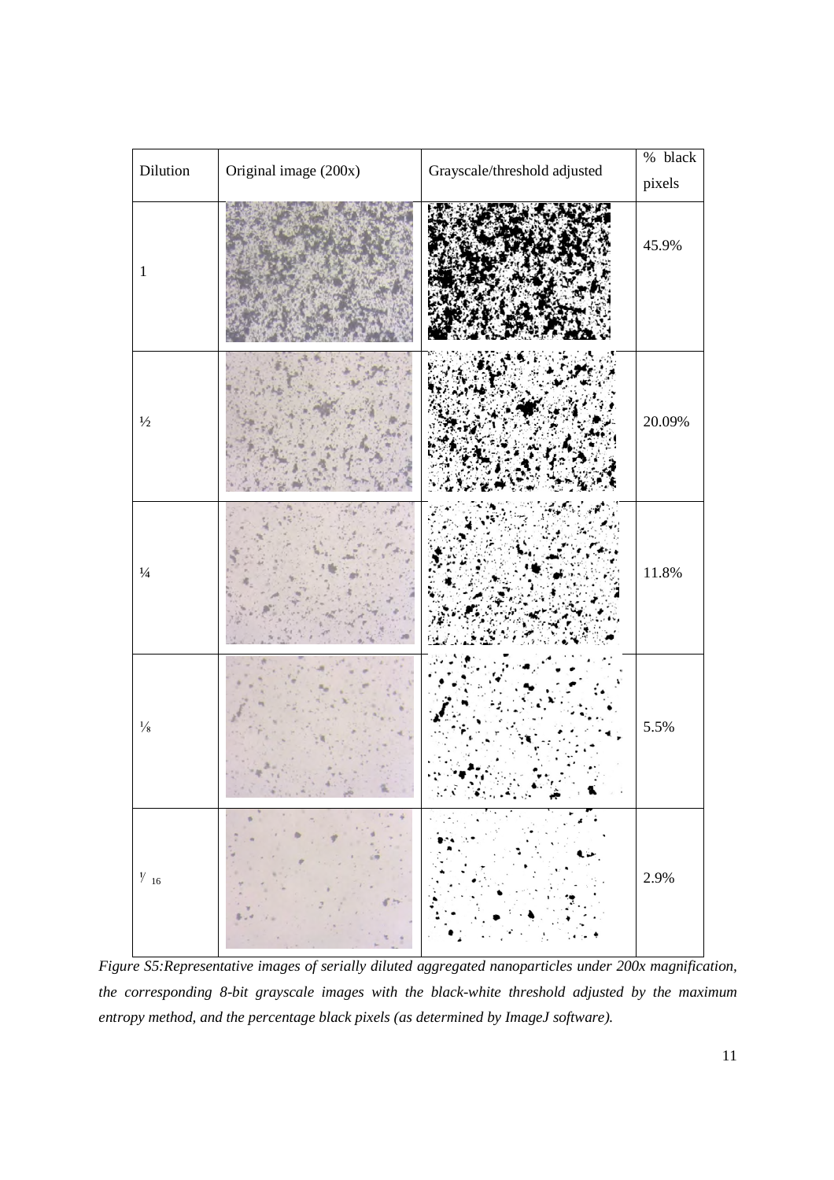| Dilution | Original image (200x) | Grayscale/threshold adjusted | % black pixels |
|---|---|---|---|
| 1 | | | 45.9% |
| ½ | | | 20.09% |
| ¼ | | | 11.8% |
| ⅛ | | | 5.5% |
| 1/16 | | | 2.9% |

*Figure S5: Representative images of serially diluted aggregated nanoparticles under 200x magnification, the corresponding 8-bit grayscale images with the black-white threshold adjusted by the maximum entropy method, and the percentage black pixels (as determined by ImageJ software).*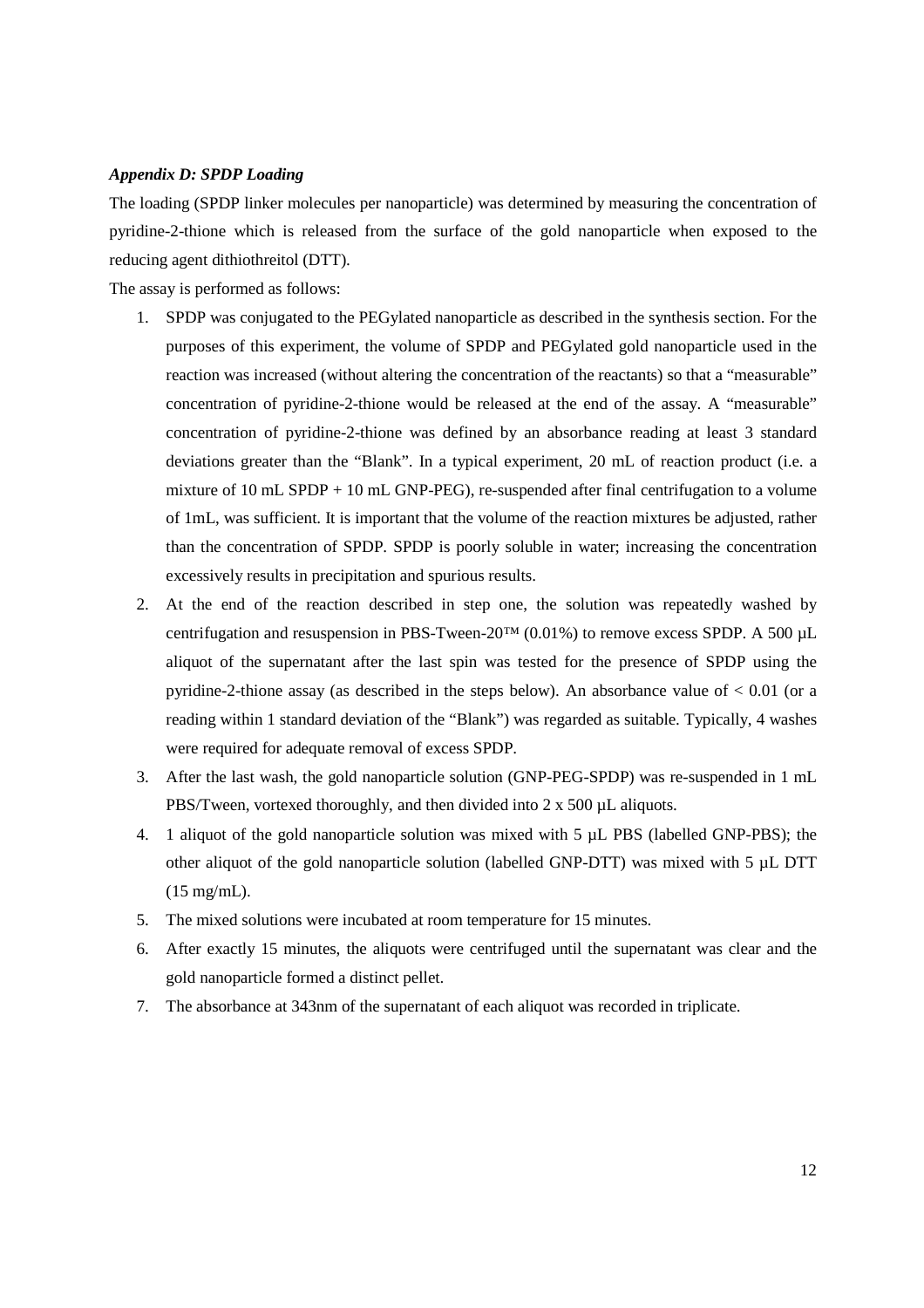### *Appendix D: SPDP Loading*

The loading (SPDP linker molecules per nanoparticle) was determined by measuring the concentration of pyridine-2-thione which is released from the surface of the gold nanoparticle when exposed to the reducing agent dithiothreitol (DTT).

The assay is performed as follows:

1. SPDP was conjugated to the PEGylated nanoparticle as described in the synthesis section. For the purposes of this experiment, the volume of SPDP and PEGylated gold nanoparticle used in the reaction was increased (without altering the concentration of the reactants) so that a "measurable" concentration of pyridine-2-thione would be released at the end of the assay. A "measurable" concentration of pyridine-2-thione was defined by an absorbance reading at least 3 standard deviations greater than the "Blank". In a typical experiment, 20 mL of reaction product (i.e. a mixture of 10 mL SPDP + 10 mL GNP-PEG), re-suspended after final centrifugation to a volume of 1mL, was sufficient. It is important that the volume of the reaction mixtures be adjusted, rather than the concentration of SPDP. SPDP is poorly soluble in water; increasing the concentration excessively results in precipitation and spurious results.
2. At the end of the reaction described in step one, the solution was repeatedly washed by centrifugation and resuspension in PBS-Tween-20™ (0.01%) to remove excess SPDP. A 500 µL aliquot of the supernatant after the last spin was tested for the presence of SPDP using the pyridine-2-thione assay (as described in the steps below). An absorbance value of $< 0.01$ (or a reading within 1 standard deviation of the "Blank") was regarded as suitable. Typically, 4 washes were required for adequate removal of excess SPDP.
3. After the last wash, the gold nanoparticle solution (GNP-PEG-SPDP) was re-suspended in 1 mL PBS/Tween, vortexed thoroughly, and then divided into 2 x 500 µL aliquots.
4. 1 aliquot of the gold nanoparticle solution was mixed with 5 µL PBS (labelled GNP-PBS); the other aliquot of the gold nanoparticle solution (labelled GNP-DTT) was mixed with 5 µL DTT (15 mg/mL).
5. The mixed solutions were incubated at room temperature for 15 minutes.
6. After exactly 15 minutes, the aliquots were centrifuged until the supernatant was clear and the gold nanoparticle formed a distinct pellet.
7. The absorbance at 343nm of the supernatant of each aliquot was recorded in triplicate.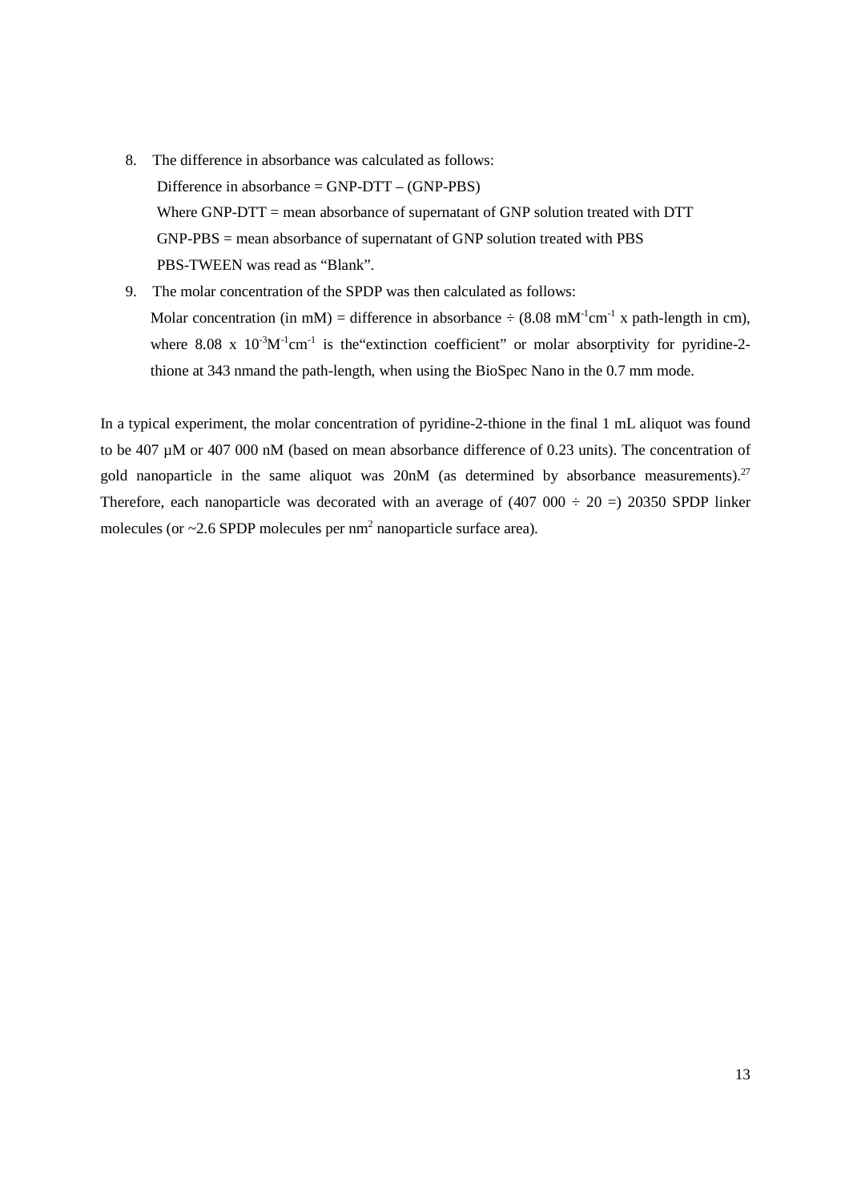8. The difference in absorbance was calculated as follows:
   Difference in absorbance = GNP-DTT – (GNP-PBS)
   Where GNP-DTT = mean absorbance of supernatant of GNP solution treated with DTT
   GNP-PBS = mean absorbance of supernatant of GNP solution treated with PBS
   PBS-TWEEN was read as "Blank".
9. The molar concentration of the SPDP was then calculated as follows:
   Molar concentration (in mM) = difference in absorbance ÷ (8.08 $mM^{-1}cm^{-1}$ x path-length in cm), where 8.08 x $10^{-3}M^{-1}cm^{-1}$ is the"extinction coefficient" or molar absorptivity for pyridine-2-thione at 343 nmand the path-length, when using the BioSpec Nano in the 0.7 mm mode.

In a typical experiment, the molar concentration of pyridine-2-thione in the final 1 mL aliquot was found to be 407 µM or 407 000 nM (based on mean absorbance difference of 0.23 units). The concentration of gold nanoparticle in the same aliquot was 20nM (as determined by absorbance measurements).[27] Therefore, each nanoparticle was decorated with an average of (407 000 ÷ 20 =) 20350 SPDP linker molecules (or ~2.6 SPDP molecules per $nm^2$ nanoparticle surface area).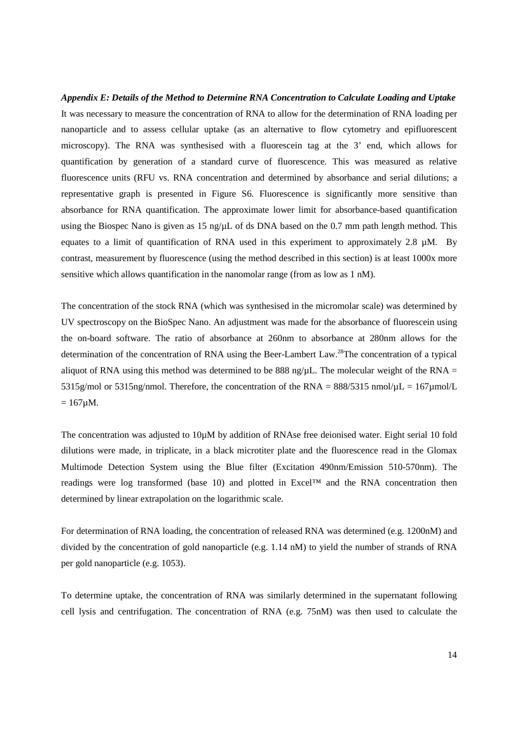***Appendix E: Details of the Method to Determine RNA Concentration to Calculate Loading and Uptake***

It was necessary to measure the concentration of RNA to allow for the determination of RNA loading per nanoparticle and to assess cellular uptake (as an alternative to flow cytometry and epifluorescent microscopy). The RNA was synthesised with a fluorescein tag at the 3' end, which allows for quantification by generation of a standard curve of fluorescence. This was measured as relative fluorescence units (RFU vs. RNA concentration and determined by absorbance and serial dilutions; a representative graph is presented in Figure S6. Fluorescence is significantly more sensitive than absorbance for RNA quantification. The approximate lower limit for absorbance-based quantification using the Biospec Nano is given as 15 ng/μL of ds DNA based on the 0.7 mm path length method. This equates to a limit of quantification of RNA used in this experiment to approximately 2.8 μM. By contrast, measurement by fluorescence (using the method described in this section) is at least 1000x more sensitive which allows quantification in the nanomolar range (from as low as 1 nM).

The concentration of the stock RNA (which was synthesised in the micromolar scale) was determined by UV spectroscopy on the BioSpec Nano. An adjustment was made for the absorbance of fluorescein using the on-board software. The ratio of absorbance at 260nm to absorbance at 280nm allows for the determination of the concentration of RNA using the Beer-Lambert Law.[28] The concentration of a typical aliquot of RNA using this method was determined to be 888 ng/μL. The molecular weight of the RNA = 5315g/mol or 5315ng/nmol. Therefore, the concentration of the RNA = 888/5315 nmol/μL = 167μmol/L = 167μM.

The concentration was adjusted to 10μM by addition of RNAse free deionised water. Eight serial 10 fold dilutions were made, in triplicate, in a black microtiter plate and the fluorescence read in the Glomax Multimode Detection System using the Blue filter (Excitation 490nm/Emission 510-570nm). The readings were log transformed (base 10) and plotted in Excel™ and the RNA concentration then determined by linear extrapolation on the logarithmic scale.

For determination of RNA loading, the concentration of released RNA was determined (e.g. 1200nM) and divided by the concentration of gold nanoparticle (e.g. 1.14 nM) to yield the number of strands of RNA per gold nanoparticle (e.g. 1053).

To determine uptake, the concentration of RNA was similarly determined in the supernatant following cell lysis and centrifugation. The concentration of RNA (e.g. 75nM) was then used to calculate the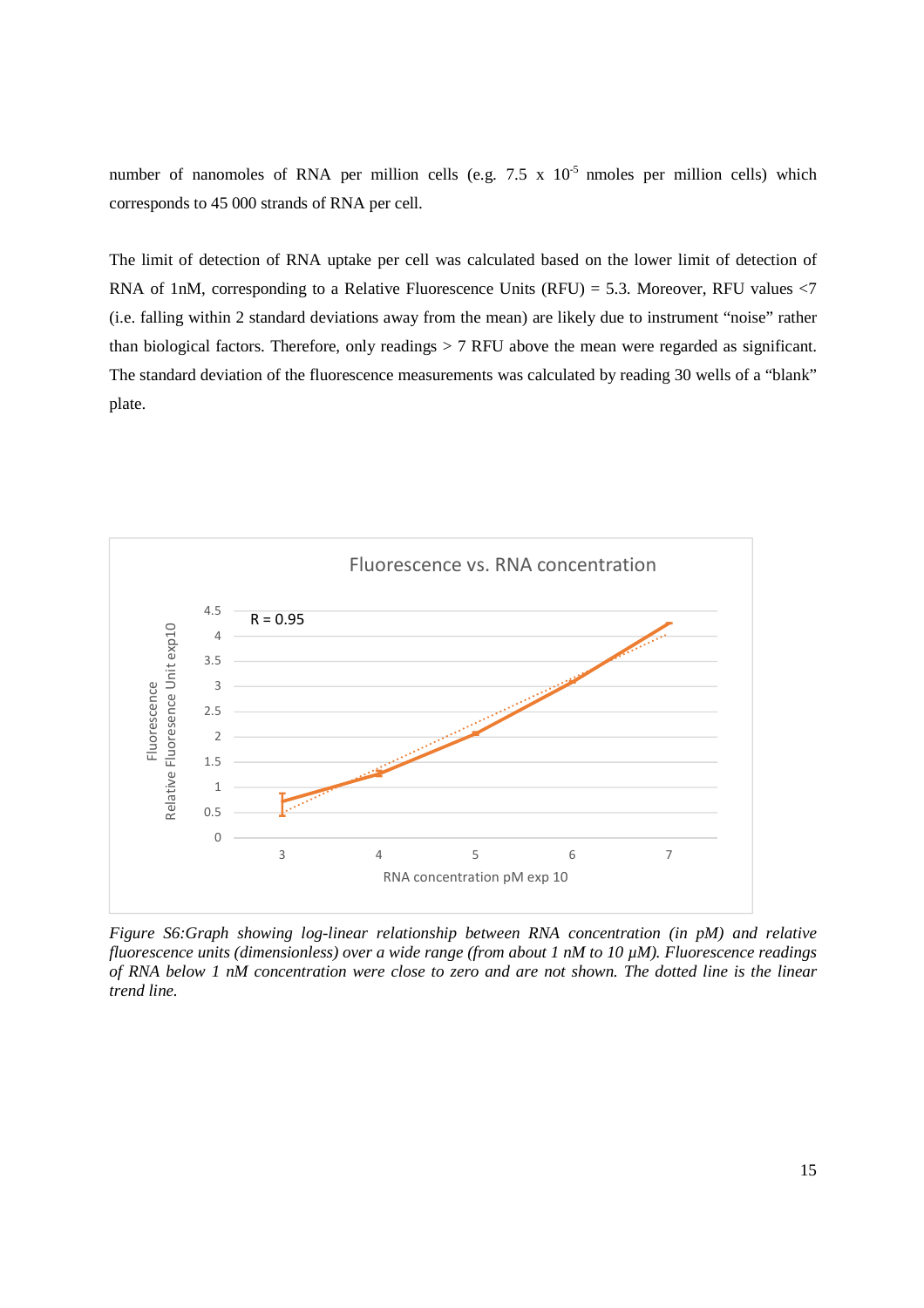number of nanomoles of RNA per million cells (e.g. 7.5 x $10^{-5}$ nmoles per million cells) which corresponds to 45 000 strands of RNA per cell.

The limit of detection of RNA uptake per cell was calculated based on the lower limit of detection of RNA of 1nM, corresponding to a Relative Fluorescence Units (RFU) = 5.3. Moreover, RFU values <7 (i.e. falling within 2 standard deviations away from the mean) are likely due to instrument "noise" rather than biological factors. Therefore, only readings > 7 RFU above the mean were regarded as significant. The standard deviation of the fluorescence measurements was calculated by reading 30 wells of a "blank" plate.

*Figure S6:Graph showing log-linear relationship between RNA concentration (in pM) and relative fluorescence units (dimensionless) over a wide range (from about 1 nM to 10 μM). Fluorescence readings of RNA below 1 nM concentration were close to zero and are not shown. The dotted line is the linear trend line.*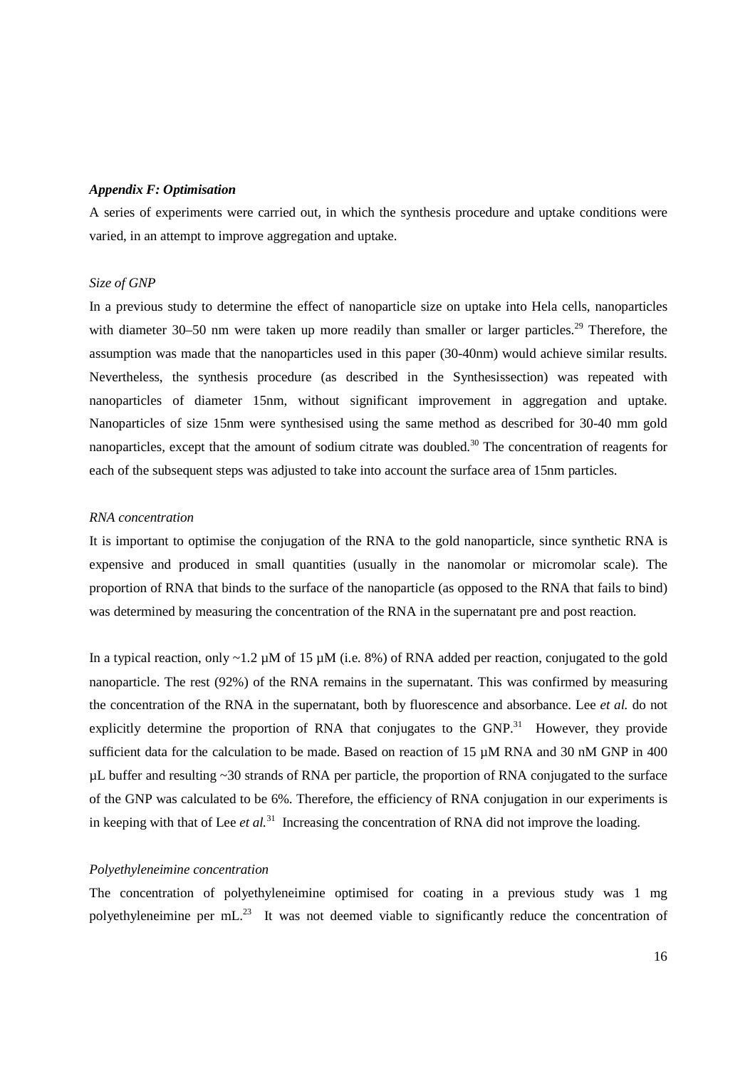***Appendix F: Optimisation***

A series of experiments were carried out, in which the synthesis procedure and uptake conditions were varied, in an attempt to improve aggregation and uptake.

*Size of GNP*

In a previous study to determine the effect of nanoparticle size on uptake into Hela cells, nanoparticles with diameter 30–50 nm were taken up more readily than smaller or larger particles.[29] Therefore, the assumption was made that the nanoparticles used in this paper (30-40nm) would achieve similar results. Nevertheless, the synthesis procedure (as described in the Synthesissection) was repeated with nanoparticles of diameter 15nm, without significant improvement in aggregation and uptake. Nanoparticles of size 15nm were synthesised using the same method as described for 30-40 mm gold nanoparticles, except that the amount of sodium citrate was doubled.[30] The concentration of reagents for each of the subsequent steps was adjusted to take into account the surface area of 15nm particles.

*RNA concentration*

It is important to optimise the conjugation of the RNA to the gold nanoparticle, since synthetic RNA is expensive and produced in small quantities (usually in the nanomolar or micromolar scale). The proportion of RNA that binds to the surface of the nanoparticle (as opposed to the RNA that fails to bind) was determined by measuring the concentration of the RNA in the supernatant pre and post reaction.

In a typical reaction, only ~1.2 µM of 15 µM (i.e. 8%) of RNA added per reaction, conjugated to the gold nanoparticle. The rest (92%) of the RNA remains in the supernatant. This was confirmed by measuring the concentration of the RNA in the supernatant, both by fluorescence and absorbance. Lee *et al.* do not explicitly determine the proportion of RNA that conjugates to the GNP.[31] However, they provide sufficient data for the calculation to be made. Based on reaction of 15 µM RNA and 30 nM GNP in 400 µL buffer and resulting ~30 strands of RNA per particle, the proportion of RNA conjugated to the surface of the GNP was calculated to be 6%. Therefore, the efficiency of RNA conjugation in our experiments is in keeping with that of Lee *et al.*[31] Increasing the concentration of RNA did not improve the loading.

*Polyethyleneimine concentration*

The concentration of polyethyleneimine optimised for coating in a previous study was 1 mg polyethyleneimine per mL.[23] It was not deemed viable to significantly reduce the concentration of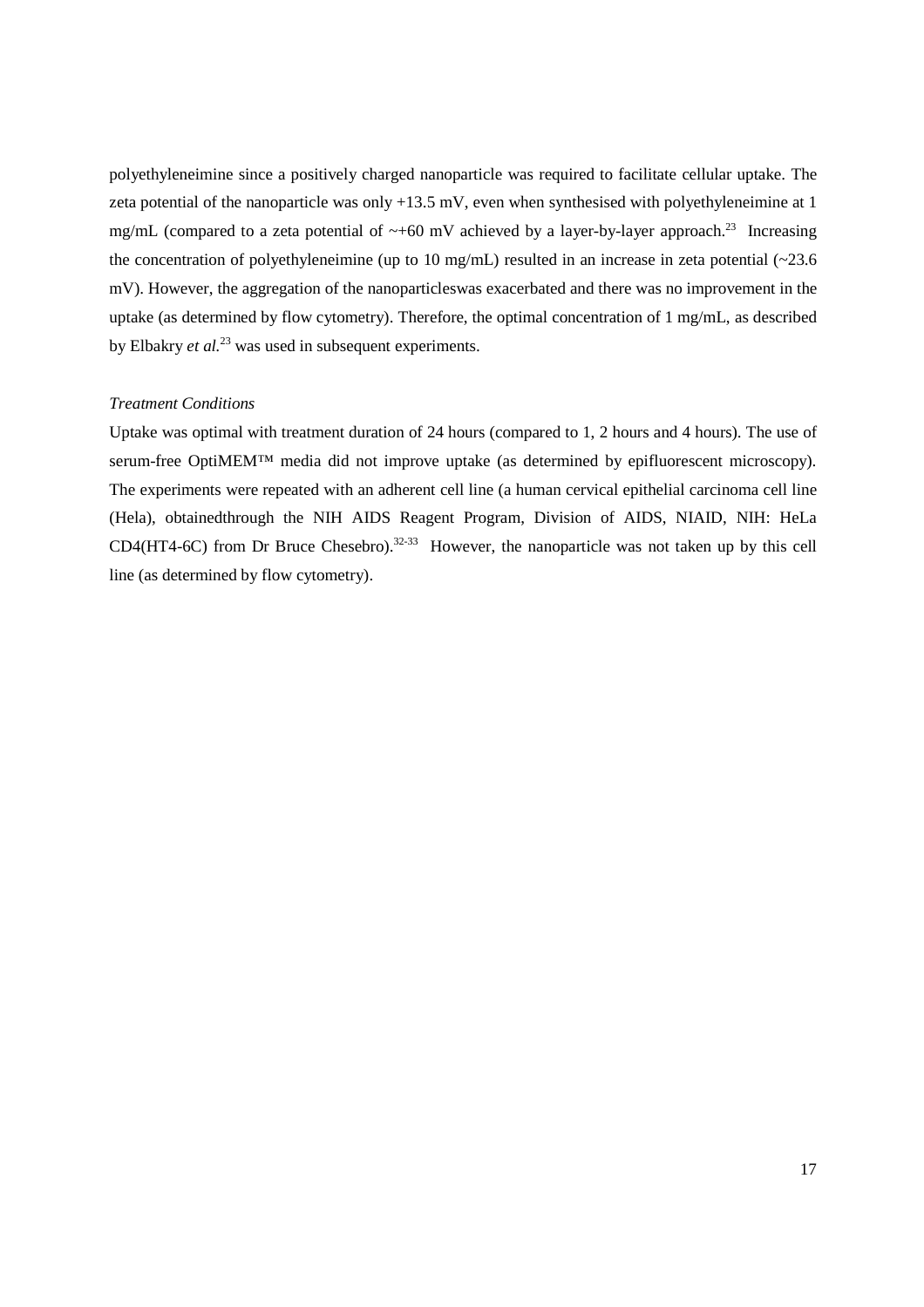polyethyleneimine since a positively charged nanoparticle was required to facilitate cellular uptake. The zeta potential of the nanoparticle was only +13.5 mV, even when synthesised with polyethyleneimine at 1 mg/mL (compared to a zeta potential of ~+60 mV achieved by a layer-by-layer approach.[23] Increasing the concentration of polyethyleneimine (up to 10 mg/mL) resulted in an increase in zeta potential (~23.6 mV). However, the aggregation of the nanoparticleswas exacerbated and there was no improvement in the uptake (as determined by flow cytometry). Therefore, the optimal concentration of 1 mg/mL, as described by Elbakry *et al.*[23] was used in subsequent experiments.

*Treatment Conditions*

Uptake was optimal with treatment duration of 24 hours (compared to 1, 2 hours and 4 hours). The use of serum-free OptiMEM™ media did not improve uptake (as determined by epifluorescent microscopy). The experiments were repeated with an adherent cell line (a human cervical epithelial carcinoma cell line (Hela), obtainedthrough the NIH AIDS Reagent Program, Division of AIDS, NIAID, NIH: HeLa CD4(HT4-6C) from Dr Bruce Chesebro).[32-33] However, the nanoparticle was not taken up by this cell line (as determined by flow cytometry).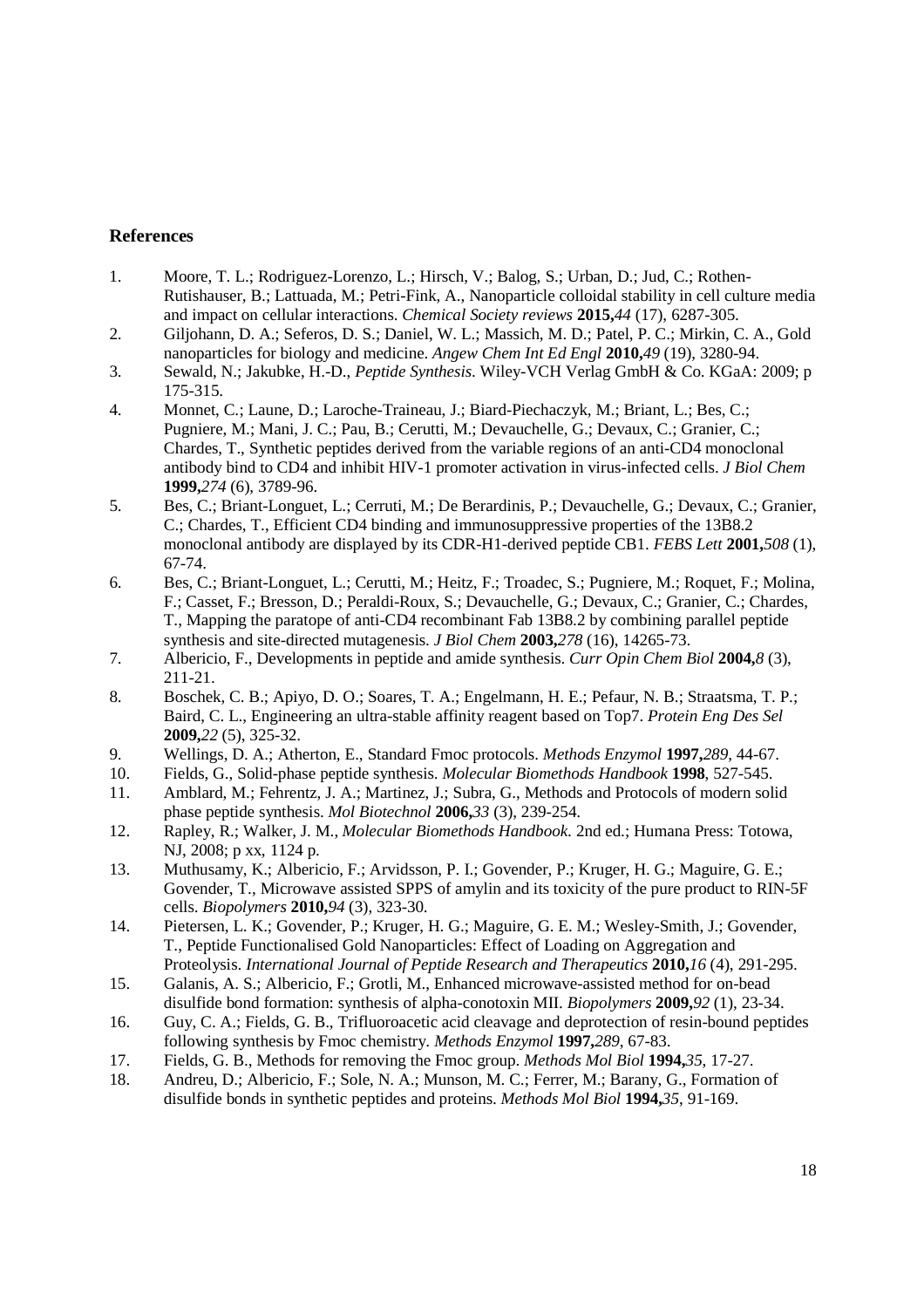## References

1. Moore, T. L.; Rodriguez-Lorenzo, L.; Hirsch, V.; Balog, S.; Urban, D.; Jud, C.; Rothen-Rutishauser, B.; Lattuada, M.; Petri-Fink, A., Nanoparticle colloidal stability in cell culture media and impact on cellular interactions. *Chemical Society reviews* **2015,** *44* (17), 6287-305.
2. Giljohann, D. A.; Seferos, D. S.; Daniel, W. L.; Massich, M. D.; Patel, P. C.; Mirkin, C. A., Gold nanoparticles for biology and medicine. *Angew Chem Int Ed Engl* **2010,** *49* (19), 3280-94.
3. Sewald, N.; Jakubke, H.-D., *Peptide Synthesis*. Wiley-VCH Verlag GmbH & Co. KGaA: 2009; p 175-315.
4. Monnet, C.; Laune, D.; Laroche-Traineau, J.; Biard-Piechaczyk, M.; Briant, L.; Bes, C.; Pugniere, M.; Mani, J. C.; Pau, B.; Cerutti, M.; Devauchelle, G.; Devaux, C.; Granier, C.; Chardes, T., Synthetic peptides derived from the variable regions of an anti-CD4 monoclonal antibody bind to CD4 and inhibit HIV-1 promoter activation in virus-infected cells. *J Biol Chem* **1999,** *274* (6), 3789-96.
5. Bes, C.; Briant-Longuet, L.; Cerruti, M.; De Berardinis, P.; Devauchelle, G.; Devaux, C.; Granier, C.; Chardes, T., Efficient CD4 binding and immunosuppressive properties of the 13B8.2 monoclonal antibody are displayed by its CDR-H1-derived peptide CB1. *FEBS Lett* **2001,** *508* (1), 67-74.
6. Bes, C.; Briant-Longuet, L.; Cerutti, M.; Heitz, F.; Troadec, S.; Pugniere, M.; Roquet, F.; Molina, F.; Casset, F.; Bresson, D.; Peraldi-Roux, S.; Devauchelle, G.; Devaux, C.; Granier, C.; Chardes, T., Mapping the paratope of anti-CD4 recombinant Fab 13B8.2 by combining parallel peptide synthesis and site-directed mutagenesis. *J Biol Chem* **2003,** *278* (16), 14265-73.
7. Albericio, F., Developments in peptide and amide synthesis. *Curr Opin Chem Biol* **2004,** *8* (3), 211-21.
8. Boschek, C. B.; Apiyo, D. O.; Soares, T. A.; Engelmann, H. E.; Pefaur, N. B.; Straatsma, T. P.; Baird, C. L., Engineering an ultra-stable affinity reagent based on Top7. *Protein Eng Des Sel* **2009,** *22* (5), 325-32.
9. Wellings, D. A.; Atherton, E., Standard Fmoc protocols. *Methods Enzymol* **1997,** *289*, 44-67.
10. Fields, G., Solid-phase peptide synthesis. *Molecular Biomethods Handbook* **1998**, 527-545.
11. Amblard, M.; Fehrentz, J. A.; Martinez, J.; Subra, G., Methods and Protocols of modern solid phase peptide synthesis. *Mol Biotechnol* **2006,** *33* (3), 239-254.
12. Rapley, R.; Walker, J. M., *Molecular Biomethods Handbook*. 2nd ed.; Humana Press: Totowa, NJ, 2008; p xx, 1124 p.
13. Muthusamy, K.; Albericio, F.; Arvidsson, P. I.; Govender, P.; Kruger, H. G.; Maguire, G. E.; Govender, T., Microwave assisted SPPS of amylin and its toxicity of the pure product to RIN-5F cells. *Biopolymers* **2010,** *94* (3), 323-30.
14. Pietersen, L. K.; Govender, P.; Kruger, H. G.; Maguire, G. E. M.; Wesley-Smith, J.; Govender, T., Peptide Functionalised Gold Nanoparticles: Effect of Loading on Aggregation and Proteolysis. *International Journal of Peptide Research and Therapeutics* **2010,** *16* (4), 291-295.
15. Galanis, A. S.; Albericio, F.; Grotli, M., Enhanced microwave-assisted method for on-bead disulfide bond formation: synthesis of alpha-conotoxin MII. *Biopolymers* **2009,** *92* (1), 23-34.
16. Guy, C. A.; Fields, G. B., Trifluoroacetic acid cleavage and deprotection of resin-bound peptides following synthesis by Fmoc chemistry. *Methods Enzymol* **1997,** *289*, 67-83.
17. Fields, G. B., Methods for removing the Fmoc group. *Methods Mol Biol* **1994,** *35*, 17-27.
18. Andreu, D.; Albericio, F.; Sole, N. A.; Munson, M. C.; Ferrer, M.; Barany, G., Formation of disulfide bonds in synthetic peptides and proteins. *Methods Mol Biol* **1994,** *35*, 91-169.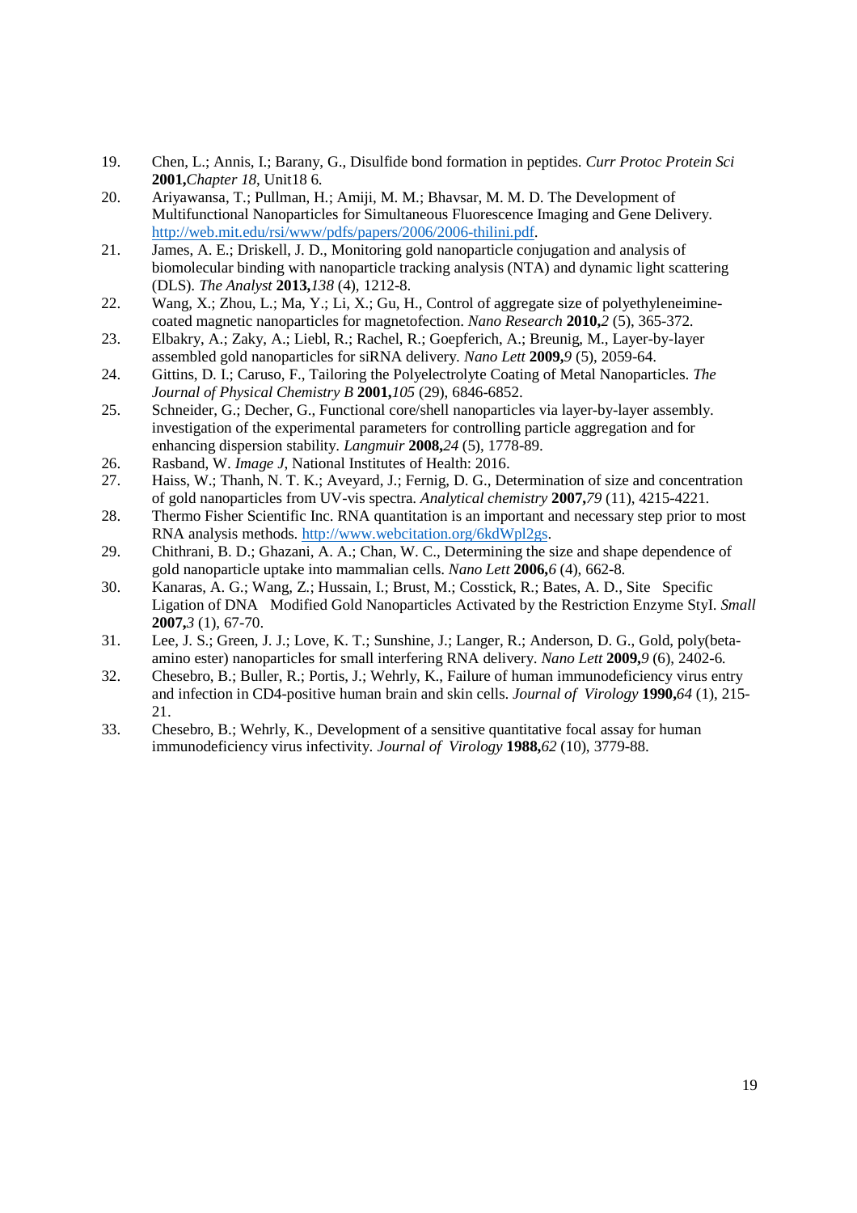19. Chen, L.; Annis, I.; Barany, G., Disulfide bond formation in peptides. *Curr Protoc Protein Sci* **2001,** *Chapter 18*, Unit18 6.
20. Ariyawansa, T.; Pullman, H.; Amiji, M. M.; Bhavsar, M. M. D. The Development of Multifunctional Nanoparticles for Simultaneous Fluorescence Imaging and Gene Delivery. http://web.mit.edu/rsi/www/pdfs/papers/2006/2006-thilini.pdf.
21. James, A. E.; Driskell, J. D., Monitoring gold nanoparticle conjugation and analysis of biomolecular binding with nanoparticle tracking analysis (NTA) and dynamic light scattering (DLS). *The Analyst* **2013,** *138* (4), 1212-8.
22. Wang, X.; Zhou, L.; Ma, Y.; Li, X.; Gu, H., Control of aggregate size of polyethyleneimine-coated magnetic nanoparticles for magnetofection. *Nano Research* **2010,** *2* (5), 365-372.
23. Elbakry, A.; Zaky, A.; Liebl, R.; Rachel, R.; Goepferich, A.; Breunig, M., Layer-by-layer assembled gold nanoparticles for siRNA delivery. *Nano Lett* **2009,** *9* (5), 2059-64.
24. Gittins, D. I.; Caruso, F., Tailoring the Polyelectrolyte Coating of Metal Nanoparticles. *The Journal of Physical Chemistry B* **2001,** *105* (29), 6846-6852.
25. Schneider, G.; Decher, G., Functional core/shell nanoparticles via layer-by-layer assembly. investigation of the experimental parameters for controlling particle aggregation and for enhancing dispersion stability. *Langmuir* **2008,** *24* (5), 1778-89.
26. Rasband, W. *Image J*, National Institutes of Health: 2016.
27. Haiss, W.; Thanh, N. T. K.; Aveyard, J.; Fernig, D. G., Determination of size and concentration of gold nanoparticles from UV-vis spectra. *Analytical chemistry* **2007,** *79* (11), 4215-4221.
28. Thermo Fisher Scientific Inc. RNA quantitation is an important and necessary step prior to most RNA analysis methods. http://www.webcitation.org/6kdWpl2gs.
29. Chithrani, B. D.; Ghazani, A. A.; Chan, W. C., Determining the size and shape dependence of gold nanoparticle uptake into mammalian cells. *Nano Lett* **2006,** *6* (4), 662-8.
30. Kanaras, A. G.; Wang, Z.; Hussain, I.; Brust, M.; Cosstick, R.; Bates, A. D., Site Specific Ligation of DNA Modified Gold Nanoparticles Activated by the Restriction Enzyme StyI. *Small* **2007,** *3* (1), 67-70.
31. Lee, J. S.; Green, J. J.; Love, K. T.; Sunshine, J.; Langer, R.; Anderson, D. G., Gold, poly(beta-amino ester) nanoparticles for small interfering RNA delivery. *Nano Lett* **2009,** *9* (6), 2402-6.
32. Chesebro, B.; Buller, R.; Portis, J.; Wehrly, K., Failure of human immunodeficiency virus entry and infection in CD4-positive human brain and skin cells. *Journal of Virology* **1990,** *64* (1), 215-21.
33. Chesebro, B.; Wehrly, K., Development of a sensitive quantitative focal assay for human immunodeficiency virus infectivity. *Journal of Virology* **1988,** *62* (10), 3779-88.